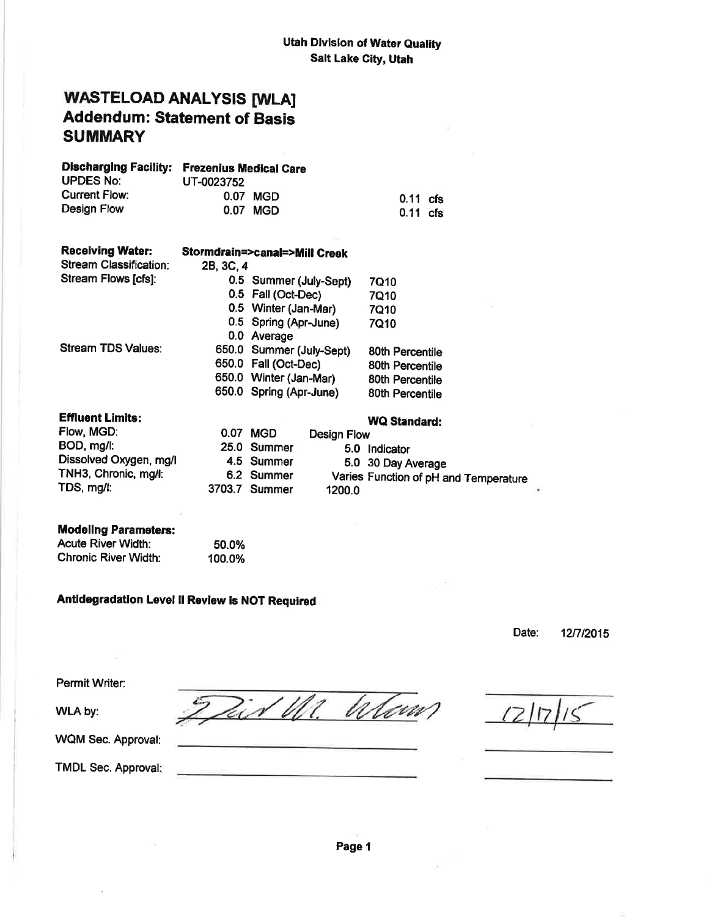Utah Division of Water Quality
Salt Lake City, Utah

# WASTELOAD ANALYSIS [WLA]
## Addendum: Statement of Basis
## SUMMARY

| | | | |
|---|---|---|---|
| **Discharging Facility:** | **Frezenius Medical Care** | | |
| UPDES No: | UT-0023752 | | |
| Current Flow: | 0.07 MGD | | 0.11 cfs |
| Design Flow | 0.07 MGD | | 0.11 cfs |

| | | | |
|---|---|---|---|
| **Receiving Water:** | **Stormdrain=>canal=>Mill Creek** | | |
| Stream Classification: | 2B, 3C, 4 | | |
| Stream Flows [cfs]: | 0.5 | Summer (July-Sept) | 7Q10 |
| | 0.5 | Fall (Oct-Dec) | 7Q10 |
| | 0.5 | Winter (Jan-Mar) | 7Q10 |
| | 0.5 | Spring (Apr-June) | 7Q10 |
| | 0.0 | Average | |
| Stream TDS Values: | 650.0 | Summer (July-Sept) | 80th Percentile |
| | 650.0 | Fall (Oct-Dec) | 80th Percentile |
| | 650.0 | Winter (Jan-Mar) | 80th Percentile |
| | 650.0 | Spring (Apr-June) | 80th Percentile |

| **Effluent Limits:** | | | **WQ Standard:** | |
|---|---|---|---|---|
| Flow, MGD: | 0.07 | MGD | Design Flow | |
| BOD, mg/l: | 25.0 | Summer | 5.0 | Indicator |
| Dissolved Oxygen, mg/l | 4.5 | Summer | 5.0 | 30 Day Average |
| TNH3, Chronic, mg/l: | 6.2 | Summer | Varies | Function of pH and Temperature |
| TDS, mg/l: | 3703.7 | Summer | 1200.0 | |

**Modeling Parameters:**

| | |
|---|---|
| Acute River Width: | 50.0% |
| Chronic River Width: | 100.0% |

**Antidegradation Level II Review is NOT Required**

Date: 12/7/2015

| | | |
|---|---|---|
| Permit Writer: | | |
| WLA by: | *[signature]* | 12/17/15 |
| WQM Sec. Approval: | | |
| TMDL Sec. Approval: | | |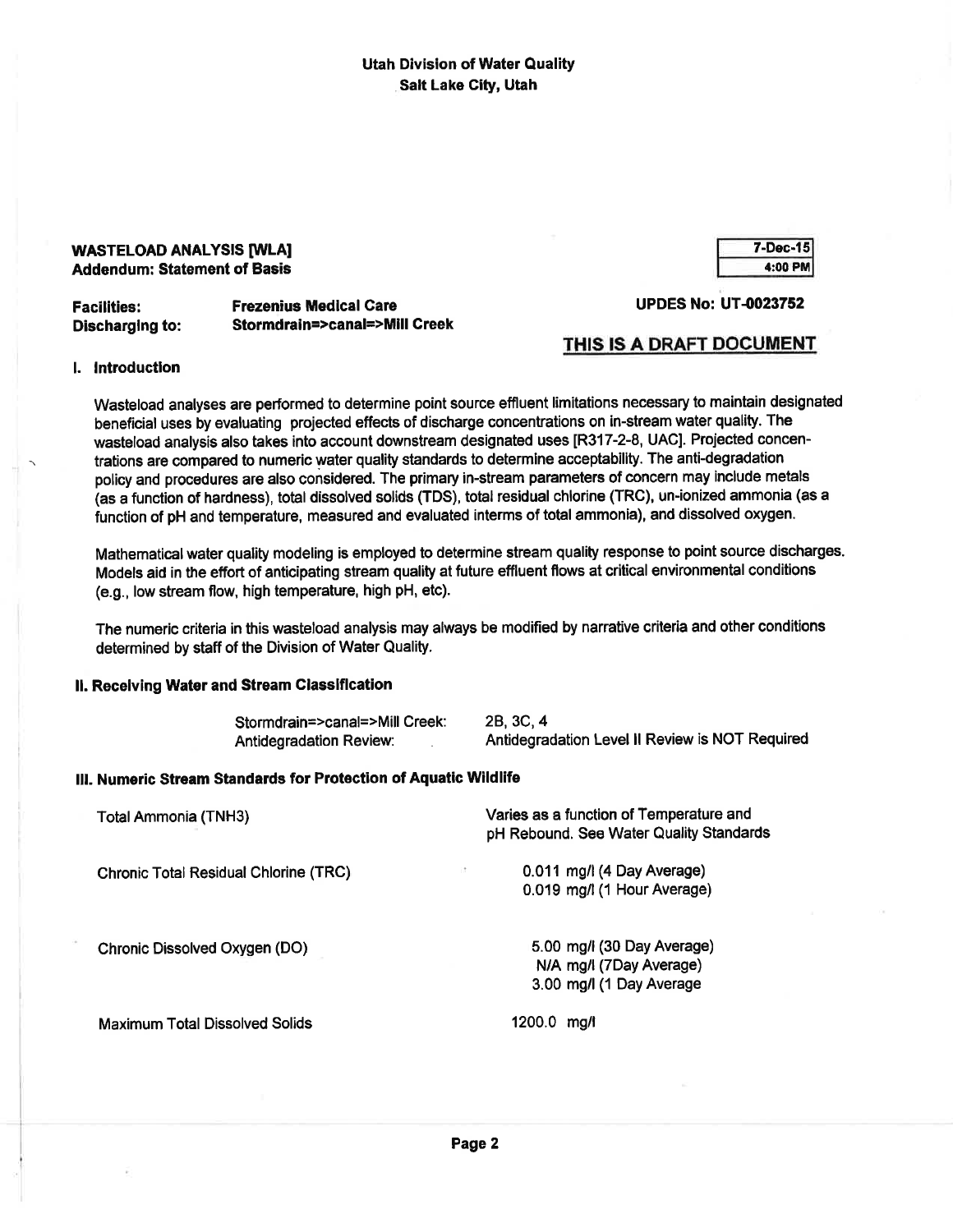**Utah Division of Water Quality**
**Salt Lake City, Utah**

**WASTELOAD ANALYSIS [WLA]**
**Addendum: Statement of Basis**

| 7-Dec-15 |
|---|
| 4:00 PM |

**Facilities:** **Frezenius Medical Care**

**Discharging to:** **Stormdrain=>canal=>Mill Creek**

**UPDES No: UT-0023752**

## THIS IS A DRAFT DOCUMENT

### I. Introduction

Wasteload analyses are performed to determine point source effluent limitations necessary to maintain designated beneficial uses by evaluating projected effects of discharge concentrations on in-stream water quality. The wasteload analysis also takes into account downstream designated uses [R317-2-8, UAC]. Projected concentrations are compared to numeric water quality standards to determine acceptability. The anti-degradation policy and procedures are also considered. The primary in-stream parameters of concern may include metals (as a function of hardness), total dissolved solids (TDS), total residual chlorine (TRC), un-ionized ammonia (as a function of pH and temperature, measured and evaluated interms of total ammonia), and dissolved oxygen.

Mathematical water quality modeling is employed to determine stream quality response to point source discharges. Models aid in the effort of anticipating stream quality at future effluent flows at critical environmental conditions (e.g., low stream flow, high temperature, high pH, etc).

The numeric criteria in this wasteload analysis may always be modified by narrative criteria and other conditions determined by staff of the Division of Water Quality.

### II. Receiving Water and Stream Classification

| | |
|---|---|
| Stormdrain=>canal=>Mill Creek: | 2B, 3C, 4 |
| Antidegradation Review: | Antidegradation Level II Review is NOT Required |

### III. Numeric Stream Standards for Protection of Aquatic Wildlife

| | |
|---|---|
| Total Ammonia (TNH3) | Varies as a function of Temperature and pH Rebound. See Water Quality Standards |
| Chronic Total Residual Chlorine (TRC) | 0.011 mg/l (4 Day Average)<br>0.019 mg/l (1 Hour Average) |
| Chronic Dissolved Oxygen (DO) | 5.00 mg/l (30 Day Average)<br>N/A mg/l (7Day Average)<br>3.00 mg/l (1 Day Average |
| Maximum Total Dissolved Solids | 1200.0 mg/l |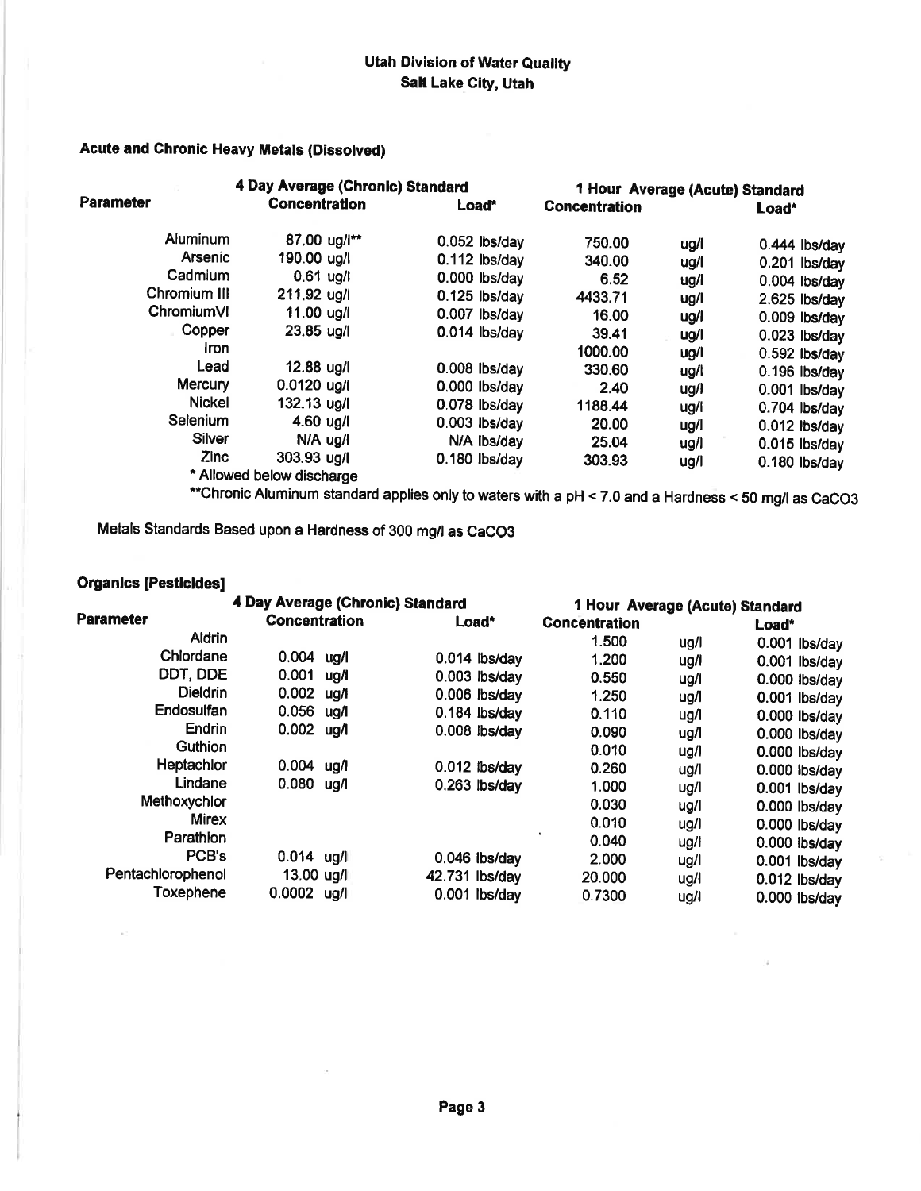Utah Division of Water Quality
Salt Lake City, Utah

## Acute and Chronic Heavy Metals (Dissolved)

| Parameter | 4 Day Average (Chronic) Standard Concentration | Load* | 1 Hour Average (Acute) Standard Concentration | | Load* |
|---|---|---|---|---|---|
| Aluminum | 87.00 ug/l** | 0.052 lbs/day | 750.00 | ug/l | 0.444 lbs/day |
| Arsenic | 190.00 ug/l | 0.112 lbs/day | 340.00 | ug/l | 0.201 lbs/day |
| Cadmium | 0.61 ug/l | 0.000 lbs/day | 6.52 | ug/l | 0.004 lbs/day |
| Chromium III | 211.92 ug/l | 0.125 lbs/day | 4433.71 | ug/l | 2.625 lbs/day |
| ChromiumVI | 11.00 ug/l | 0.007 lbs/day | 16.00 | ug/l | 0.009 lbs/day |
| Copper | 23.85 ug/l | 0.014 lbs/day | 39.41 | ug/l | 0.023 lbs/day |
| Iron | | | 1000.00 | ug/l | 0.592 lbs/day |
| Lead | 12.88 ug/l | 0.008 lbs/day | 330.60 | ug/l | 0.196 lbs/day |
| Mercury | 0.0120 ug/l | 0.000 lbs/day | 2.40 | ug/l | 0.001 lbs/day |
| Nickel | 132.13 ug/l | 0.078 lbs/day | 1188.44 | ug/l | 0.704 lbs/day |
| Selenium | 4.60 ug/l | 0.003 lbs/day | 20.00 | ug/l | 0.012 lbs/day |
| Silver | N/A ug/l | N/A lbs/day | 25.04 | ug/l | 0.015 lbs/day |
| Zinc | 303.93 ug/l | 0.180 lbs/day | 303.93 | ug/l | 0.180 lbs/day |

* Allowed below discharge

**Chronic Aluminum standard applies only to waters with a pH < 7.0 and a Hardness < 50 mg/l as $CaCO_3$

Metals Standards Based upon a Hardness of 300 mg/l as $CaCO_3$

## Organics [Pesticides]

| Parameter | 4 Day Average (Chronic) Standard Concentration | | Load* | 1 Hour Average (Acute) Standard Concentration | | Load* |
|---|---|---|---|---|---|---|
| Aldrin | | | | 1.500 | ug/l | 0.001 lbs/day |
| Chlordane | 0.004 | ug/l | 0.014 lbs/day | 1.200 | ug/l | 0.001 lbs/day |
| DDT, DDE | 0.001 | ug/l | 0.003 lbs/day | 0.550 | ug/l | 0.000 lbs/day |
| Dieldrin | 0.002 | ug/l | 0.006 lbs/day | 1.250 | ug/l | 0.001 lbs/day |
| Endosulfan | 0.056 | ug/l | 0.184 lbs/day | 0.110 | ug/l | 0.000 lbs/day |
| Endrin | 0.002 | ug/l | 0.008 lbs/day | 0.090 | ug/l | 0.000 lbs/day |
| Guthion | | | | 0.010 | ug/l | 0.000 lbs/day |
| Heptachlor | 0.004 | ug/l | 0.012 lbs/day | 0.260 | ug/l | 0.000 lbs/day |
| Lindane | 0.080 | ug/l | 0.263 lbs/day | 1.000 | ug/l | 0.001 lbs/day |
| Methoxychlor | | | | 0.030 | ug/l | 0.000 lbs/day |
| Mirex | | | | 0.010 | ug/l | 0.000 lbs/day |
| Parathion | | | | 0.040 | ug/l | 0.000 lbs/day |
| PCB's | 0.014 | ug/l | 0.046 lbs/day | 2.000 | ug/l | 0.001 lbs/day |
| Pentachlorophenol | 13.00 | ug/l | 42.731 lbs/day | 20.000 | ug/l | 0.012 lbs/day |
| Toxephene | 0.0002 | ug/l | 0.001 lbs/day | 0.7300 | ug/l | 0.000 lbs/day |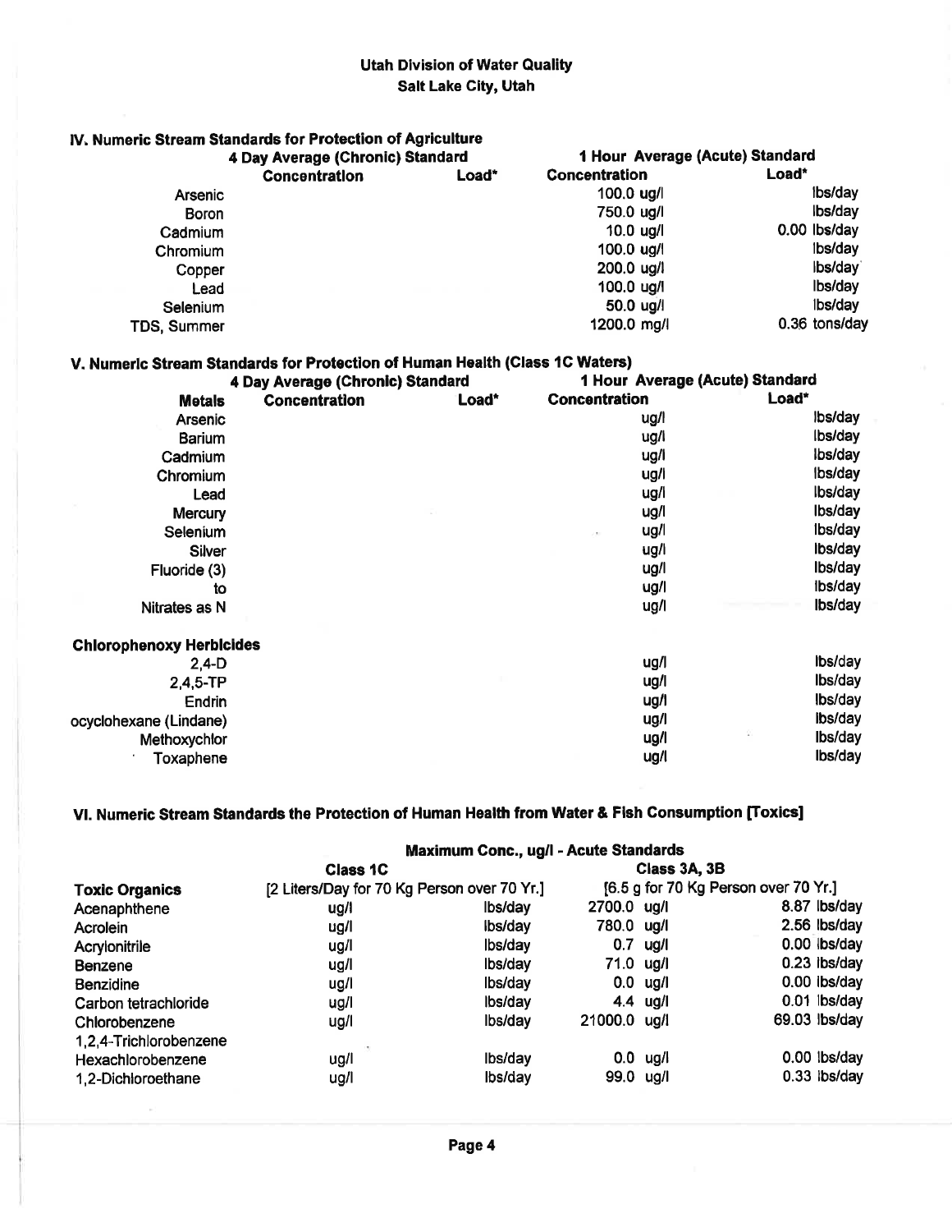**Utah Division of Water Quality**
**Salt Lake City, Utah**

## IV. Numeric Stream Standards for Protection of Agriculture

| | 4 Day Average (Chronic) Standard | | 1 Hour Average (Acute) Standard | |
|---|---|---|---|---|
| | Concentration | Load* | Concentration | Load* |
| Arsenic | | | 100.0 ug/l | lbs/day |
| Boron | | | 750.0 ug/l | lbs/day |
| Cadmium | | | 10.0 ug/l | 0.00 lbs/day |
| Chromium | | | 100.0 ug/l | lbs/day |
| Copper | | | 200.0 ug/l | lbs/day |
| Lead | | | 100.0 ug/l | lbs/day |
| Selenium | | | 50.0 ug/l | lbs/day |
| TDS, Summer | | | 1200.0 mg/l | 0.36 tons/day |

## V. Numeric Stream Standards for Protection of Human Health (Class 1C Waters)

| | 4 Day Average (Chronic) Standard | | 1 Hour Average (Acute) Standard | |
|---|---|---|---|---|
| **Metals** | Concentration | Load* | Concentration | Load* |
| Arsenic | | | ug/l | lbs/day |
| Barium | | | ug/l | lbs/day |
| Cadmium | | | ug/l | lbs/day |
| Chromium | | | ug/l | lbs/day |
| Lead | | | ug/l | lbs/day |
| Mercury | | | ug/l | lbs/day |
| Selenium | | | ug/l | lbs/day |
| Silver | | | ug/l | lbs/day |
| Fluoride (3) | | | ug/l | lbs/day |
| to | | | ug/l | lbs/day |
| Nitrates as N | | | ug/l | lbs/day |
| **Chlorophenoxy Herbicides** | | | | |
| 2,4-D | | | ug/l | lbs/day |
| 2,4,5-TP | | | ug/l | lbs/day |
| Endrin | | | ug/l | lbs/day |
| ocyclohexane (Lindane) | | | ug/l | lbs/day |
| Methoxychlor | | | ug/l | lbs/day |
| Toxaphene | | | ug/l | lbs/day |

## VI. Numeric Stream Standards the Protection of Human Health from Water & Fish Consumption [Toxics]

| | Maximum Conc., ug/l - Acute Standards | | | |
|---|---|---|---|---|
| | Class 1C | | Class 3A, 3B | |
| **Toxic Organics** | [2 Liters/Day for 70 Kg Person over 70 Yr.] | | [6.5 g for 70 Kg Person over 70 Yr.] | |
| Acenaphthene | ug/l | lbs/day | 2700.0 ug/l | 8.87 lbs/day |
| Acrolein | ug/l | lbs/day | 780.0 ug/l | 2.56 lbs/day |
| Acrylonitrile | ug/l | lbs/day | 0.7 ug/l | 0.00 lbs/day |
| Benzene | ug/l | lbs/day | 71.0 ug/l | 0.23 lbs/day |
| Benzidine | ug/l | lbs/day | 0.0 ug/l | 0.00 lbs/day |
| Carbon tetrachloride | ug/l | lbs/day | 4.4 ug/l | 0.01 lbs/day |
| Chlorobenzene | ug/l | lbs/day | 21000.0 ug/l | 69.03 lbs/day |
| 1,2,4-Trichlorobenzene | | | | |
| Hexachlorobenzene | ug/l | lbs/day | 0.0 ug/l | 0.00 lbs/day |
| 1,2-Dichloroethane | ug/l | lbs/day | 99.0 ug/l | 0.33 lbs/day |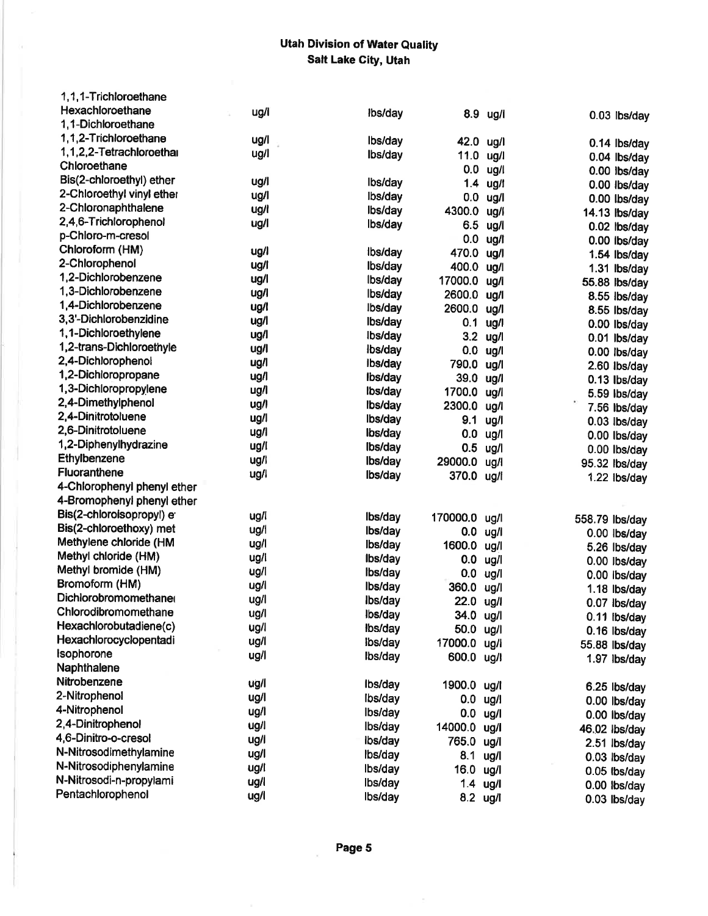**Utah Division of Water Quality**
**Salt Lake City, Utah**

| | | | | |
|---|---|---|---|---|
| 1,1,1-Trichloroethane | | | | |
| Hexachloroethane | ug/l | lbs/day | 8.9 ug/l | 0.03 lbs/day |
| 1,1-Dichloroethane | | | | |
| 1,1,2-Trichloroethane | ug/l | lbs/day | 42.0 ug/l | 0.14 lbs/day |
| 1,1,2,2-Tetrachloroethai | ug/l | lbs/day | 11.0 ug/l | 0.04 lbs/day |
| Chloroethane | | | 0.0 ug/l | 0.00 lbs/day |
| Bis(2-chloroethyl) ether | ug/l | lbs/day | 1.4 ug/l | 0.00 lbs/day |
| 2-Chloroethyl vinyl ether | ug/l | lbs/day | 0.0 ug/l | 0.00 lbs/day |
| 2-Chloronaphthalene | ug/l | lbs/day | 4300.0 ug/l | 14.13 lbs/day |
| 2,4,6-Trichlorophenol | ug/l | lbs/day | 6.5 ug/l | 0.02 lbs/day |
| p-Chloro-m-cresol | | | 0.0 ug/l | 0.00 lbs/day |
| Chloroform (HM) | ug/l | lbs/day | 470.0 ug/l | 1.54 lbs/day |
| 2-Chlorophenol | ug/l | lbs/day | 400.0 ug/l | 1.31 lbs/day |
| 1,2-Dichlorobenzene | ug/l | lbs/day | 17000.0 ug/l | 55.88 lbs/day |
| 1,3-Dichlorobenzene | ug/l | lbs/day | 2600.0 ug/l | 8.55 lbs/day |
| 1,4-Dichlorobenzene | ug/l | lbs/day | 2600.0 ug/l | 8.55 lbs/day |
| 3,3'-Dichlorobenzidine | ug/l | lbs/day | 0.1 ug/l | 0.00 lbs/day |
| 1,1-Dichloroethylene | ug/l | lbs/day | 3.2 ug/l | 0.01 lbs/day |
| 1,2-trans-Dichloroethyle | ug/l | lbs/day | 0.0 ug/l | 0.00 lbs/day |
| 2,4-Dichlorophenol | ug/l | lbs/day | 790.0 ug/l | 2.60 lbs/day |
| 1,2-Dichloropropane | ug/l | lbs/day | 39.0 ug/l | 0.13 lbs/day |
| 1,3-Dichloropropylene | ug/l | lbs/day | 1700.0 ug/l | 5.59 lbs/day |
| 2,4-Dimethylphenol | ug/l | lbs/day | 2300.0 ug/l | 7.56 lbs/day |
| 2,4-Dinitrotoluene | ug/l | lbs/day | 9.1 ug/l | 0.03 lbs/day |
| 2,6-Dinitrotoluene | ug/l | lbs/day | 0.0 ug/l | 0.00 lbs/day |
| 1,2-Diphenylhydrazine | ug/l | lbs/day | 0.5 ug/l | 0.00 lbs/day |
| Ethylbenzene | ug/l | lbs/day | 29000.0 ug/l | 95.32 lbs/day |
| Fluoranthene | ug/l | lbs/day | 370.0 ug/l | 1.22 lbs/day |
| 4-Chlorophenyl phenyl ether | | | | |
| 4-Bromophenyl phenyl ether | | | | |
| Bis(2-chloroisopropyl) e | ug/l | lbs/day | 170000.0 ug/l | 558.79 lbs/day |
| Bis(2-chloroethoxy) met | ug/l | lbs/day | 0.0 ug/l | 0.00 lbs/day |
| Methylene chloride (HM | ug/l | lbs/day | 1600.0 ug/l | 5.26 lbs/day |
| Methyl chloride (HM) | ug/l | lbs/day | 0.0 ug/l | 0.00 lbs/day |
| Methyl bromide (HM) | ug/l | lbs/day | 0.0 ug/l | 0.00 lbs/day |
| Bromoform (HM) | ug/l | lbs/day | 360.0 ug/l | 1.18 lbs/day |
| Dichlorobromomethane | ug/l | lbs/day | 22.0 ug/l | 0.07 lbs/day |
| Chlorodibromomethane | ug/l | lbs/day | 34.0 ug/l | 0.11 lbs/day |
| Hexachlorobutadiene(c) | ug/l | lbs/day | 50.0 ug/l | 0.16 lbs/day |
| Hexachlorocyclopentadi | ug/l | lbs/day | 17000.0 ug/l | 55.88 lbs/day |
| Isophorone | ug/l | lbs/day | 600.0 ug/l | 1.97 lbs/day |
| Naphthalene | | | | |
| Nitrobenzene | ug/l | lbs/day | 1900.0 ug/l | 6.25 lbs/day |
| 2-Nitrophenol | ug/l | lbs/day | 0.0 ug/l | 0.00 lbs/day |
| 4-Nitrophenol | ug/l | lbs/day | 0.0 ug/l | 0.00 lbs/day |
| 2,4-Dinitrophenol | ug/l | lbs/day | 14000.0 ug/l | 46.02 lbs/day |
| 4,6-Dinitro-o-cresol | ug/l | lbs/day | 765.0 ug/l | 2.51 lbs/day |
| N-Nitrosodimethylamine | ug/l | lbs/day | 8.1 ug/l | 0.03 lbs/day |
| N-Nitrosodiphenylamine | ug/l | lbs/day | 16.0 ug/l | 0.05 lbs/day |
| N-Nitrosodi-n-propylami | ug/l | lbs/day | 1.4 ug/l | 0.00 lbs/day |
| Pentachlorophenol | ug/l | lbs/day | 8.2 ug/l | 0.03 lbs/day |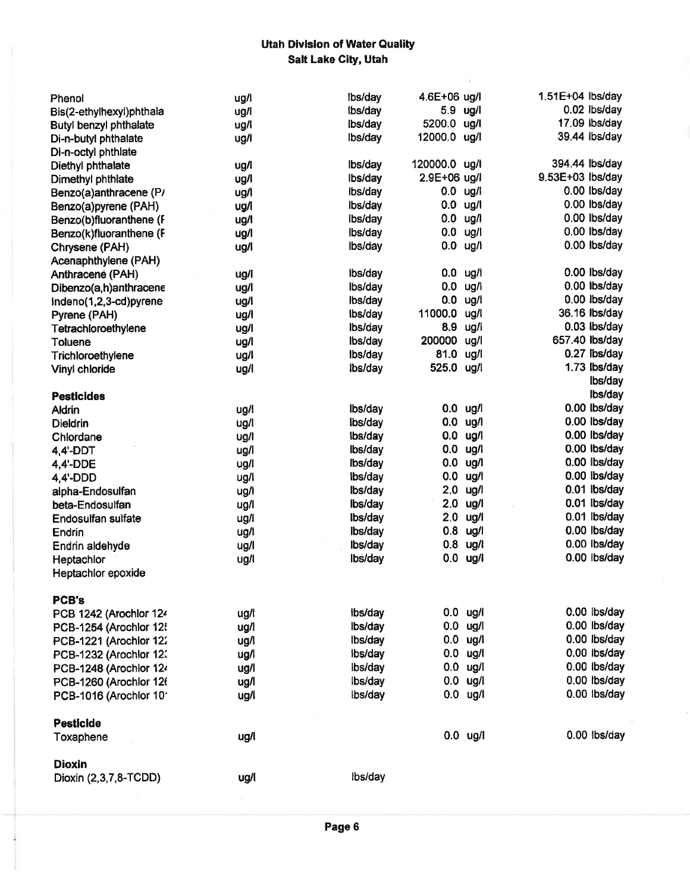**Utah Division of Water Quality**
**Salt Lake City, Utah**

| | | | | | | |
|---|---|---|---|---|---|---|
| Phenol | ug/l | lbs/day | 4.6E+06 | ug/l | 1.51E+04 | lbs/day |
| Bis(2-ethylhexyl)phthala | ug/l | lbs/day | 5.9 | ug/l | 0.02 | lbs/day |
| Butyl benzyl phthalate | ug/l | lbs/day | 5200.0 | ug/l | 17.09 | lbs/day |
| Di-n-butyl phthalate | ug/l | lbs/day | 12000.0 | ug/l | 39.44 | lbs/day |
| Di-n-octyl phthlate | | | | | | |
| Diethyl phthalate | ug/l | lbs/day | 120000.0 | ug/l | 394.44 | lbs/day |
| Dimethyl phthlate | ug/l | lbs/day | 2.9E+06 | ug/l | 9.53E+03 | lbs/day |
| Benzo(a)anthracene (P/ | ug/l | lbs/day | 0.0 | ug/l | 0.00 | lbs/day |
| Benzo(a)pyrene (PAH) | ug/l | lbs/day | 0.0 | ug/l | 0.00 | lbs/day |
| Benzo(b)fluoranthene (F | ug/l | lbs/day | 0.0 | ug/l | 0.00 | lbs/day |
| Benzo(k)fluoranthene (F | ug/l | lbs/day | 0.0 | ug/l | 0.00 | lbs/day |
| Chrysene (PAH) | ug/l | lbs/day | 0.0 | ug/l | 0.00 | lbs/day |
| Acenaphthylene (PAH) | | | | | | |
| Anthracene (PAH) | ug/l | lbs/day | 0.0 | ug/l | 0.00 | lbs/day |
| Dibenzo(a,h)anthracene | ug/l | lbs/day | 0.0 | ug/l | 0.00 | lbs/day |
| Indeno(1,2,3-cd)pyrene | ug/l | lbs/day | 0.0 | ug/l | 0.00 | lbs/day |
| Pyrene (PAH) | ug/l | lbs/day | 11000.0 | ug/l | 36.16 | lbs/day |
| Tetrachloroethylene | ug/l | lbs/day | 8.9 | ug/l | 0.03 | lbs/day |
| Toluene | ug/l | lbs/day | 200000 | ug/l | 657.40 | lbs/day |
| Trichloroethylene | ug/l | lbs/day | 81.0 | ug/l | 0.27 | lbs/day |
| Vinyl chloride | ug/l | lbs/day | 525.0 | ug/l | 1.73 | lbs/day |
| | | | | | | lbs/day |
| **Pesticides** | | | | | | lbs/day |
| Aldrin | ug/l | lbs/day | 0.0 | ug/l | 0.00 | lbs/day |
| Dieldrin | ug/l | lbs/day | 0.0 | ug/l | 0.00 | lbs/day |
| Chlordane | ug/l | lbs/day | 0.0 | ug/l | 0.00 | lbs/day |
| 4,4'-DDT | ug/l | lbs/day | 0.0 | ug/l | 0.00 | lbs/day |
| 4,4'-DDE | ug/l | lbs/day | 0.0 | ug/l | 0.00 | lbs/day |
| 4,4'-DDD | ug/l | lbs/day | 0.0 | ug/l | 0.00 | lbs/day |
| alpha-Endosulfan | ug/l | lbs/day | 2.0 | ug/l | 0.01 | lbs/day |
| beta-Endosulfan | ug/l | lbs/day | 2.0 | ug/l | 0.01 | lbs/day |
| Endosulfan sulfate | ug/l | lbs/day | 2.0 | ug/l | 0.01 | lbs/day |
| Endrin | ug/l | lbs/day | 0.8 | ug/l | 0.00 | lbs/day |
| Endrin aldehyde | ug/l | lbs/day | 0.8 | ug/l | 0.00 | lbs/day |
| Heptachlor | ug/l | lbs/day | 0.0 | ug/l | 0.00 | lbs/day |
| Heptachlor epoxide | | | | | | |
| **PCB's** | | | | | | |
| PCB 1242 (Arochlor 12 | ug/l | lbs/day | 0.0 | ug/l | 0.00 | lbs/day |
| PCB-1254 (Arochlor 12 | ug/l | lbs/day | 0.0 | ug/l | 0.00 | lbs/day |
| PCB-1221 (Arochlor 12 | ug/l | lbs/day | 0.0 | ug/l | 0.00 | lbs/day |
| PCB-1232 (Arochlor 12 | ug/l | lbs/day | 0.0 | ug/l | 0.00 | lbs/day |
| PCB-1248 (Arochlor 12 | ug/l | lbs/day | 0.0 | ug/l | 0.00 | lbs/day |
| PCB-1260 (Arochlor 12 | ug/l | lbs/day | 0.0 | ug/l | 0.00 | lbs/day |
| PCB-1016 (Arochlor 10 | ug/l | lbs/day | 0.0 | ug/l | 0.00 | lbs/day |
| **Pesticide** | | | | | | |
| Toxaphene | ug/l | | 0.0 | ug/l | 0.00 | lbs/day |
| **Dioxin** | | | | | | |
| Dioxin (2,3,7,8-TCDD) | ug/l | lbs/day | | | | |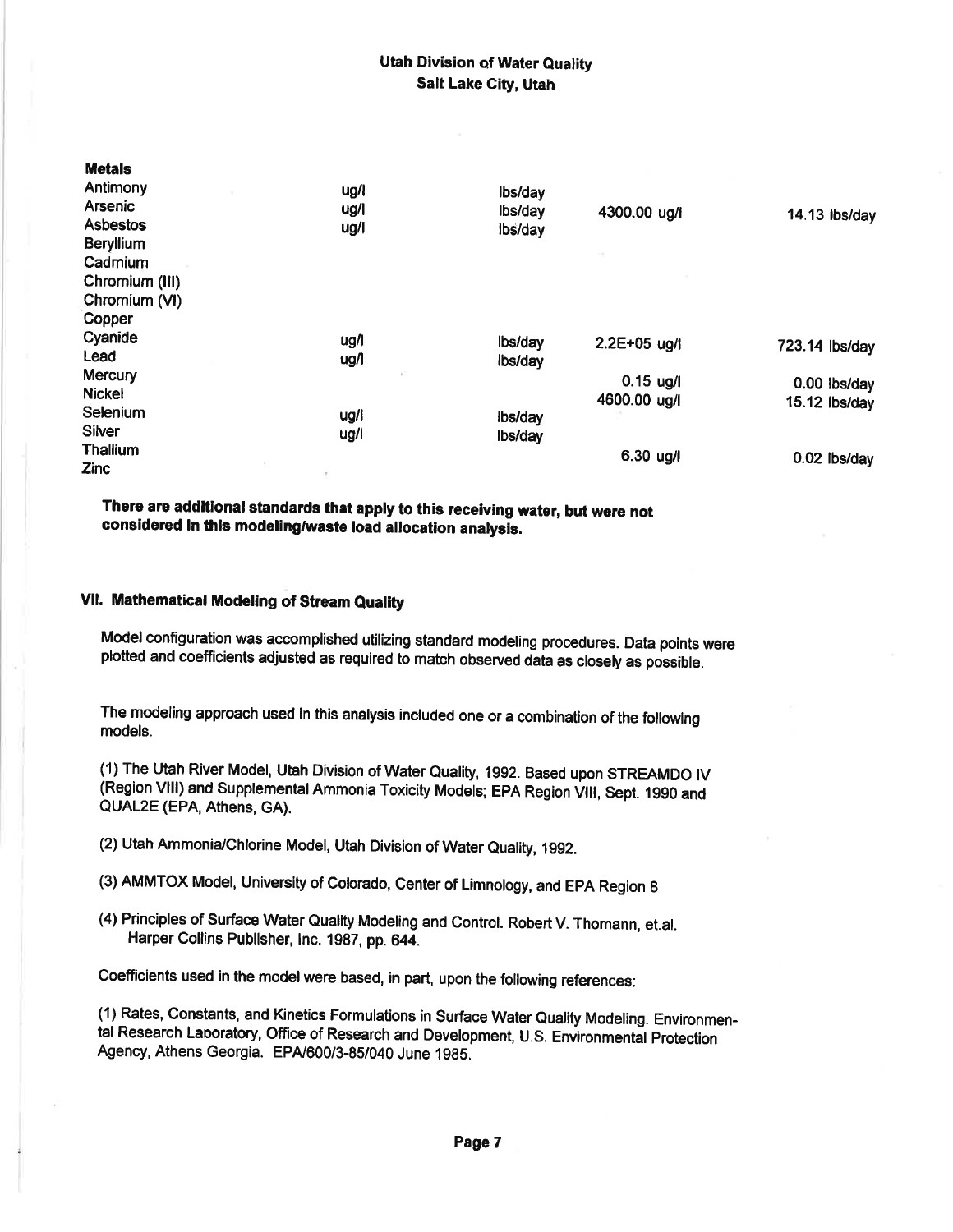| Metals | | | | |
|---|---|---|---|---|
| Antimony | ug/l | lbs/day | | |
| Arsenic | ug/l | lbs/day | 4300.00 ug/l | 14.13 lbs/day |
| Asbestos | ug/l | lbs/day | | |
| Beryllium | | | | |
| Cadmium | | | | |
| Chromium (III) | | | | |
| Chromium (VI) | | | | |
| Copper | | | | |
| Cyanide | ug/l | lbs/day | 2.2E+05 ug/l | 723.14 lbs/day |
| Lead | ug/l | lbs/day | | |
| Mercury | | | 0.15 ug/l | 0.00 lbs/day |
| Nickel | | | 4600.00 ug/l | 15.12 lbs/day |
| Selenium | ug/l | lbs/day | | |
| Silver | ug/l | lbs/day | | |
| Thallium | | | 6.30 ug/l | 0.02 lbs/day |
| Zinc | | | | |

**There are additional standards that apply to this receiving water, but were not considered in this modeling/waste load allocation analysis.**

## VII. Mathematical Modeling of Stream Quality

Model configuration was accomplished utilizing standard modeling procedures. Data points were plotted and coefficients adjusted as required to match observed data as closely as possible.

The modeling approach used in this analysis included one or a combination of the following models.

(1) The Utah River Model, Utah Division of Water Quality, 1992. Based upon STREAMDO IV (Region VIII) and Supplemental Ammonia Toxicity Models; EPA Region VIII, Sept. 1990 and QUAL2E (EPA, Athens, GA).

(2) Utah Ammonia/Chlorine Model, Utah Division of Water Quality, 1992.

(3) AMMTOX Model, University of Colorado, Center of Limnology, and EPA Region 8

(4) Principles of Surface Water Quality Modeling and Control. Robert V. Thomann, et.al. Harper Collins Publisher, Inc. 1987, pp. 644.

Coefficients used in the model were based, in part, upon the following references:

(1) Rates, Constants, and Kinetics Formulations in Surface Water Quality Modeling. Environmental Research Laboratory, Office of Research and Development, U.S. Environmental Protection Agency, Athens Georgia. EPA/600/3-85/040 June 1985.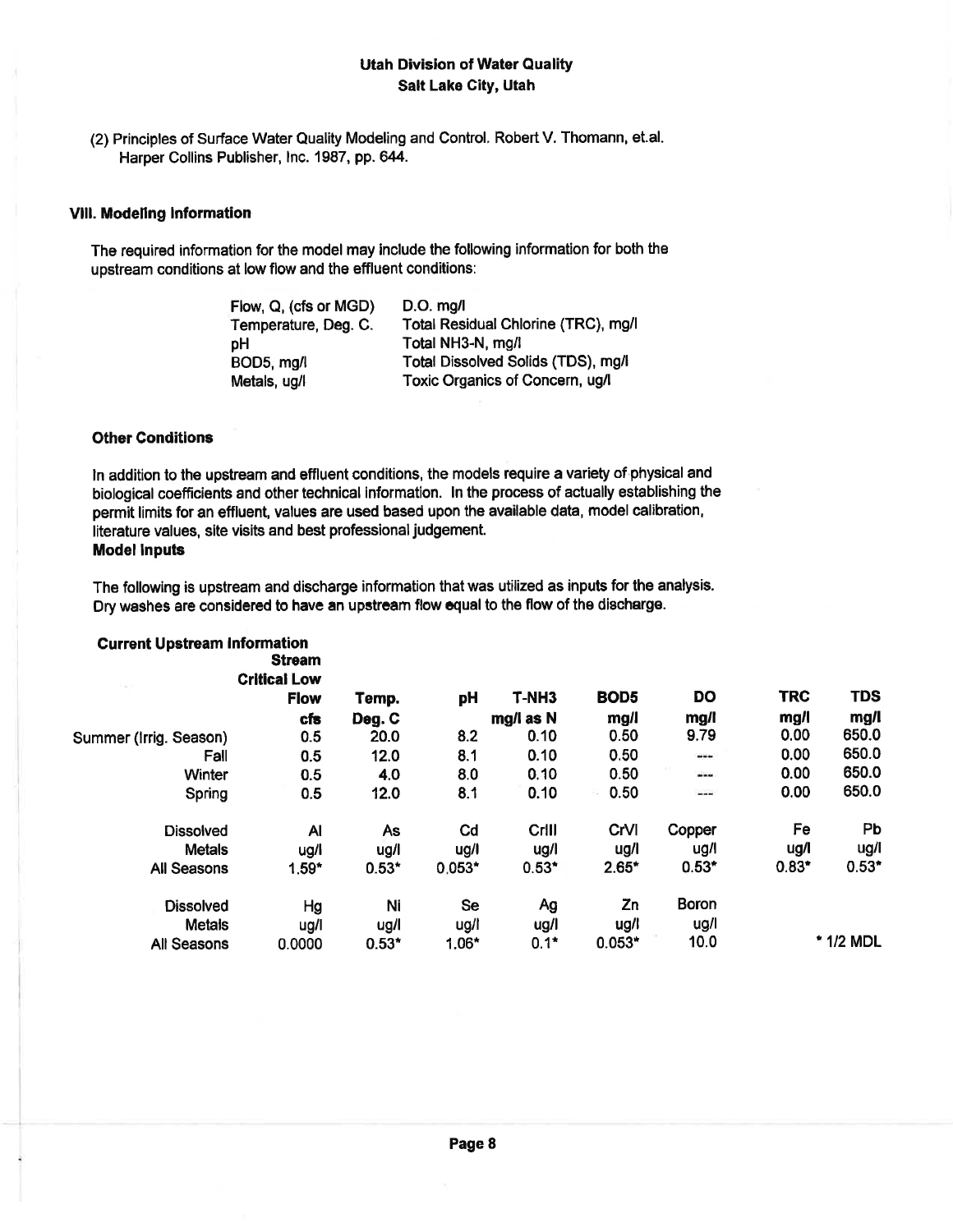(2) Principles of Surface Water Quality Modeling and Control. Robert V. Thomann, et.al. Harper Collins Publisher, Inc. 1987, pp. 644.

### VIII. Modeling Information

The required information for the model may include the following information for both the upstream conditions at low flow and the effluent conditions:

| | |
|---|---|
| Flow, Q, (cfs or MGD) | D.O. mg/l |
| Temperature, Deg. C. | Total Residual Chlorine (TRC), mg/l |
| pH | Total NH3-N, mg/l |
| BOD5, mg/l | Total Dissolved Solids (TDS), mg/l |
| Metals, ug/l | Toxic Organics of Concern, ug/l |

#### Other Conditions

In addition to the upstream and effluent conditions, the models require a variety of physical and biological coefficients and other technical information. In the process of actually establishing the permit limits for an effluent, values are used based upon the available data, model calibration, literature values, site visits and best professional judgement.

#### Model Inputs

The following is upstream and discharge information that was utilized as inputs for the analysis. Dry washes are considered to have an upstream flow equal to the flow of the discharge.

**Current Upstream Information**

| | Stream Critical Low Flow | Temp. | pH | T-NH3 | BOD5 | DO | TRC | TDS |
|---|---|---|---|---|---|---|---|---|
| | cfs | Deg. C | | mg/l as N | mg/l | mg/l | mg/l | mg/l |
| Summer (Irrig. Season) | 0.5 | 20.0 | 8.2 | 0.10 | 0.50 | 9.79 | 0.00 | 650.0 |
| Fall | 0.5 | 12.0 | 8.1 | 0.10 | 0.50 | --- | 0.00 | 650.0 |
| Winter | 0.5 | 4.0 | 8.0 | 0.10 | 0.50 | --- | 0.00 | 650.0 |
| Spring | 0.5 | 12.0 | 8.1 | 0.10 | 0.50 | --- | 0.00 | 650.0 |

| Dissolved Metals | Al | As | Cd | CrIII | CrVI | Copper | Fe | Pb |
|---|---|---|---|---|---|---|---|---|
| | ug/l | ug/l | ug/l | ug/l | ug/l | ug/l | ug/l | ug/l |
| All Seasons | 1.59* | 0.53* | 0.053* | 0.53* | 2.65* | 0.53* | 0.83* | 0.53* |

| Dissolved Metals | Hg | Ni | Se | Ag | Zn | Boron |
|---|---|---|---|---|---|---|
| | ug/l | ug/l | ug/l | ug/l | ug/l | ug/l |
| All Seasons | 0.0000 | 0.53* | 1.06* | 0.1* | 0.053* | 10.0 |

* 1/2 MDL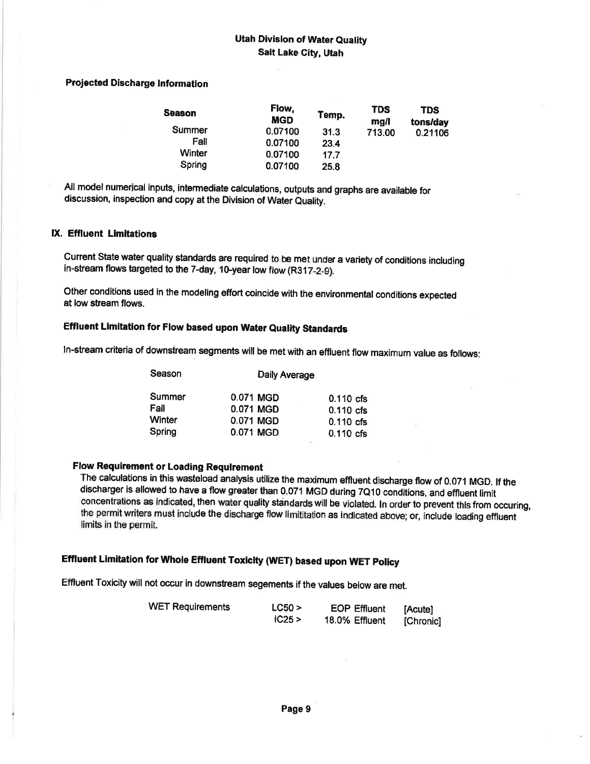Utah Division of Water Quality
Salt Lake City, Utah

### Projected Discharge Information

| Season | Flow, MGD | Temp. | TDS mg/l | TDS tons/day |
|---|---|---|---|---|
| Summer | 0.07100 | 31.3 | 713.00 | 0.21106 |
| Fall | 0.07100 | 23.4 | | |
| Winter | 0.07100 | 17.7 | | |
| Spring | 0.07100 | 25.8 | | |

All model numerical inputs, intermediate calculations, outputs and graphs are available for discussion, inspection and copy at the Division of Water Quality.

## IX. Effluent Limitations

Current State water quality standards are required to be met under a variety of conditions including in-stream flows targeted to the 7-day, 10-year low flow (R317-2-9).

Other conditions used in the modeling effort coincide with the environmental conditions expected at low stream flows.

### Effluent Limitation for Flow based upon Water Quality Standards

In-stream criteria of downstream segments will be met with an effluent flow maximum value as follows:

| Season | Daily Average | |
|---|---|---|
| Summer | 0.071 MGD | 0.110 cfs |
| Fall | 0.071 MGD | 0.110 cfs |
| Winter | 0.071 MGD | 0.110 cfs |
| Spring | 0.071 MGD | 0.110 cfs |

### Flow Requirement or Loading Requirement

The calculations in this wasteload analysis utilize the maximum effluent discharge flow of 0.071 MGD. If the discharger is allowed to have a flow greater than 0.071 MGD during 7Q10 conditions, and effluent limit concentrations as indicated, then water quality standards will be violated. In order to prevent this from occuring, the permit writers must include the discharge flow limititation as indicated above; or, include loading effluent limits in the permit.

### Effluent Limitation for Whole Effluent Toxicity (WET) based upon WET Policy

Effluent Toxicity will not occur in downstream segements if the values below are met.

| | | | |
|---|---|---|---|
| WET Requirements | LC50 > | EOP Effluent | [Acute] |
| | IC25 > | 18.0% Effluent | [Chronic] |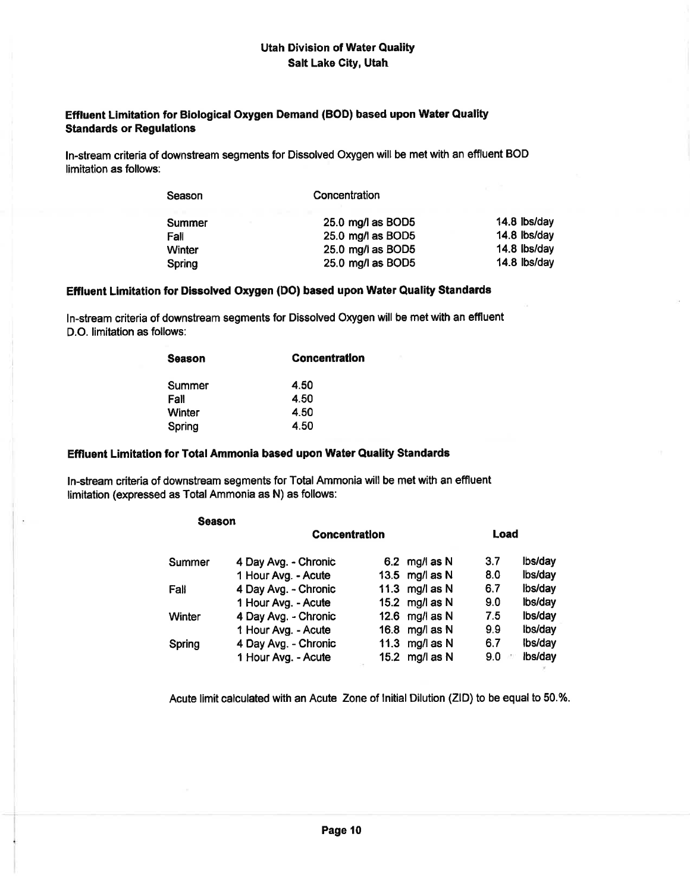**Utah Division of Water Quality**
**Salt Lake City, Utah**

### Effluent Limitation for Biological Oxygen Demand (BOD) based upon Water Quality Standards or Regulations

In-stream criteria of downstream segments for Dissolved Oxygen will be met with an effluent BOD limitation as follows:

| Season | Concentration | |
|---|---|---|
| Summer | 25.0 mg/l as BOD5 | 14.8 lbs/day |
| Fall | 25.0 mg/l as BOD5 | 14.8 lbs/day |
| Winter | 25.0 mg/l as BOD5 | 14.8 lbs/day |
| Spring | 25.0 mg/l as BOD5 | 14.8 lbs/day |

### Effluent Limitation for Dissolved Oxygen (DO) based upon Water Quality Standards

In-stream criteria of downstream segments for Dissolved Oxygen will be met with an effluent D.O. limitation as follows:

| Season | Concentration |
|---|---|
| Summer | 4.50 |
| Fall | 4.50 |
| Winter | 4.50 |
| Spring | 4.50 |

### Effluent Limitation for Total Ammonia based upon Water Quality Standards

In-stream criteria of downstream segments for Total Ammonia will be met with an effluent limitation (expressed as Total Ammonia as N) as follows:

| Season | | Concentration | Load |
|---|---|---|---|
| Summer | 4 Day Avg. - Chronic | 6.2 mg/l as N | 3.7 lbs/day |
| | 1 Hour Avg. - Acute | 13.5 mg/l as N | 8.0 lbs/day |
| Fall | 4 Day Avg. - Chronic | 11.3 mg/l as N | 6.7 lbs/day |
| | 1 Hour Avg. - Acute | 15.2 mg/l as N | 9.0 lbs/day |
| Winter | 4 Day Avg. - Chronic | 12.6 mg/l as N | 7.5 lbs/day |
| | 1 Hour Avg. - Acute | 16.8 mg/l as N | 9.9 lbs/day |
| Spring | 4 Day Avg. - Chronic | 11.3 mg/l as N | 6.7 lbs/day |
| | 1 Hour Avg. - Acute | 15.2 mg/l as N | 9.0 lbs/day |

Acute limit calculated with an Acute Zone of Initial Dilution (ZID) to be equal to 50.%.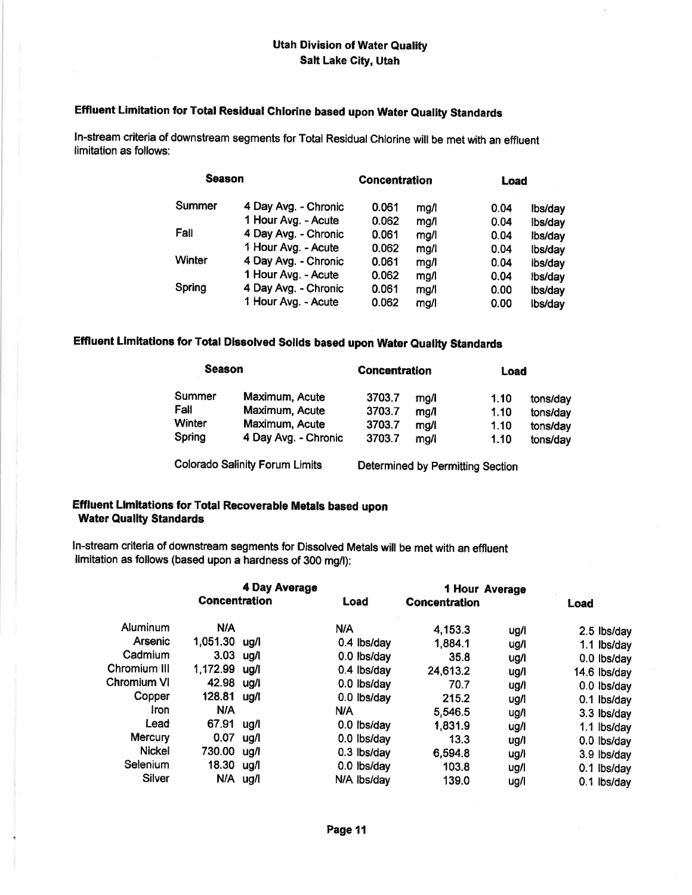**Utah Division of Water Quality**
**Salt Lake City, Utah**

### Effluent Limitation for Total Residual Chlorine based upon Water Quality Standards

In-stream criteria of downstream segments for Total Residual Chlorine will be met with an effluent limitation as follows:

| Season | | Concentration | | Load | |
|---|---|---|---|---|---|
| Summer | 4 Day Avg. - Chronic | 0.061 | mg/l | 0.04 | lbs/day |
| | 1 Hour Avg. - Acute | 0.062 | mg/l | 0.04 | lbs/day |
| Fall | 4 Day Avg. - Chronic | 0.061 | mg/l | 0.04 | lbs/day |
| | 1 Hour Avg. - Acute | 0.062 | mg/l | 0.04 | lbs/day |
| Winter | 4 Day Avg. - Chronic | 0.061 | mg/l | 0.04 | lbs/day |
| | 1 Hour Avg. - Acute | 0.062 | mg/l | 0.04 | lbs/day |
| Spring | 4 Day Avg. - Chronic | 0.061 | mg/l | 0.00 | lbs/day |
| | 1 Hour Avg. - Acute | 0.062 | mg/l | 0.00 | lbs/day |

### Effluent Limitations for Total Dissolved Solids based upon Water Quality Standards

| Season | | Concentration | | Load | |
|---|---|---|---|---|---|
| Summer | Maximum, Acute | 3703.7 | mg/l | 1.10 | tons/day |
| Fall | Maximum, Acute | 3703.7 | mg/l | 1.10 | tons/day |
| Winter | Maximum, Acute | 3703.7 | mg/l | 1.10 | tons/day |
| Spring | 4 Day Avg. - Chronic | 3703.7 | mg/l | 1.10 | tons/day |

Colorado Salinity Forum Limits — Determined by Permitting Section

### Effluent Limitations for Total Recoverable Metals based upon Water Quality Standards

In-stream criteria of downstream segments for Dissolved Metals will be met with an effluent limitation as follows (based upon a hardness of 300 mg/l):

| | 4 Day Average | | | 1 Hour Average | | |
|---|---|---|---|---|---|---|
| | Concentration | | Load | Concentration | | Load |
| Aluminum | N/A | | N/A | 4,153.3 | ug/l | 2.5 lbs/day |
| Arsenic | 1,051.30 | ug/l | 0.4 lbs/day | 1,884.1 | ug/l | 1.1 lbs/day |
| Cadmium | 3.03 | ug/l | 0.0 lbs/day | 35.8 | ug/l | 0.0 lbs/day |
| Chromium III | 1,172.99 | ug/l | 0.4 lbs/day | 24,613.2 | ug/l | 14.6 lbs/day |
| Chromium VI | 42.98 | ug/l | 0.0 lbs/day | 70.7 | ug/l | 0.0 lbs/day |
| Copper | 128.81 | ug/l | 0.0 lbs/day | 215.2 | ug/l | 0.1 lbs/day |
| Iron | N/A | | N/A | 5,546.5 | ug/l | 3.3 lbs/day |
| Lead | 67.91 | ug/l | 0.0 lbs/day | 1,831.9 | ug/l | 1.1 lbs/day |
| Mercury | 0.07 | ug/l | 0.0 lbs/day | 13.3 | ug/l | 0.0 lbs/day |
| Nickel | 730.00 | ug/l | 0.3 lbs/day | 6,594.8 | ug/l | 3.9 lbs/day |
| Selenium | 18.30 | ug/l | 0.0 lbs/day | 103.8 | ug/l | 0.1 lbs/day |
| Silver | N/A | ug/l | N/A lbs/day | 139.0 | ug/l | 0.1 lbs/day |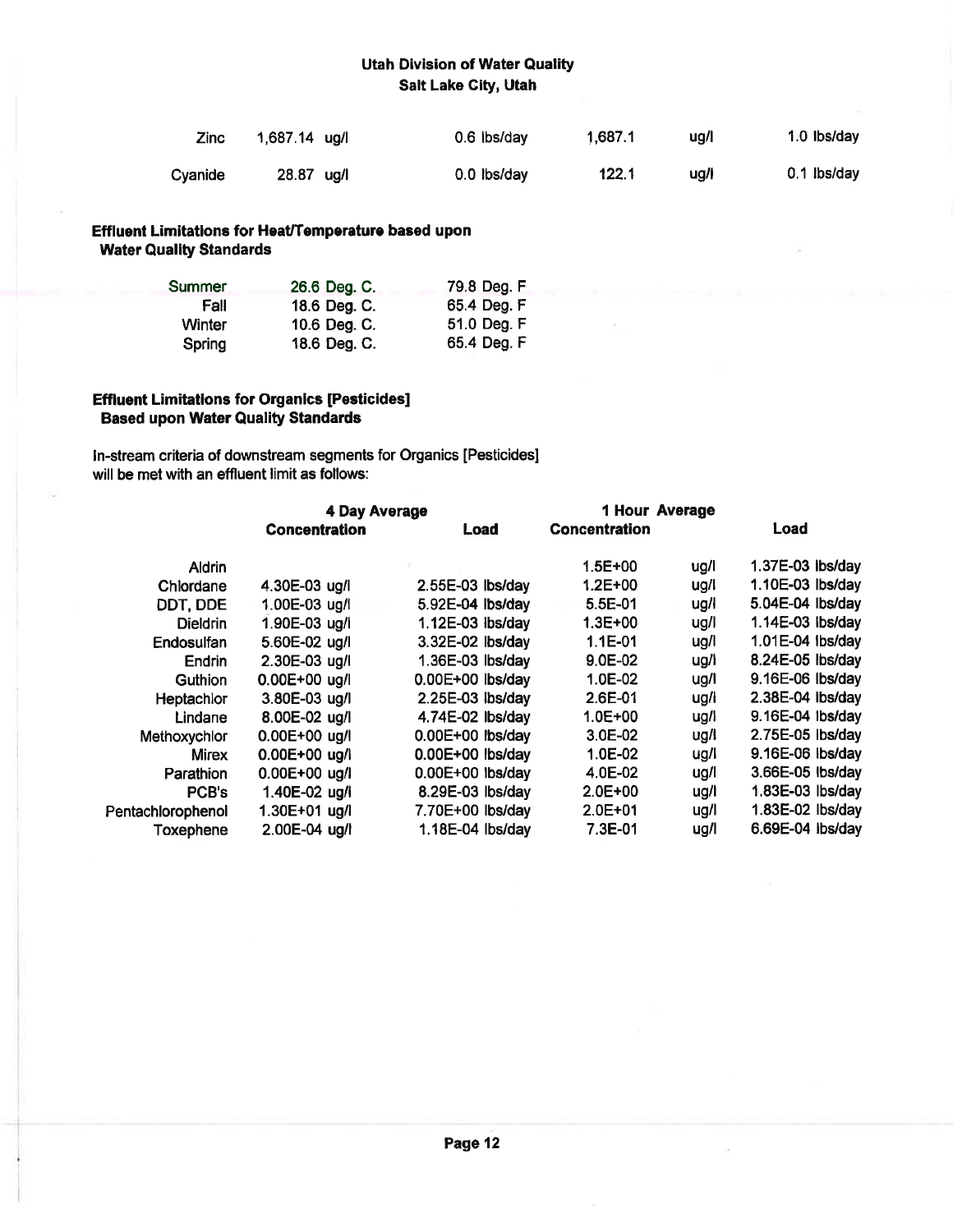| | | | | | |
|---|---|---|---|---|---|
| Zinc | 1,687.14 ug/l | 0.6 lbs/day | 1,687.1 | ug/l | 1.0 lbs/day |
| Cyanide | 28.87 ug/l | 0.0 lbs/day | 122.1 | ug/l | 0.1 lbs/day |

**Effluent Limitations for Heat/Temperature based upon Water Quality Standards**

| | | |
|---|---|---|
| Summer | 26.6 Deg. C. | 79.8 Deg. F |
| Fall | 18.6 Deg. C. | 65.4 Deg. F |
| Winter | 10.6 Deg. C. | 51.0 Deg. F |
| Spring | 18.6 Deg. C. | 65.4 Deg. F |

**Effluent Limitations for Organics [Pesticides] Based upon Water Quality Standards**

In-stream criteria of downstream segments for Organics [Pesticides] will be met with an effluent limit as follows:

| | 4 Day Average | | 1 Hour Average | | |
|---|---|---|---|---|---|
| | Concentration | Load | Concentration | | Load |
| Aldrin | | | 1.5E+00 | ug/l | 1.37E-03 lbs/day |
| Chlordane | 4.30E-03 ug/l | 2.55E-03 lbs/day | 1.2E+00 | ug/l | 1.10E-03 lbs/day |
| DDT, DDE | 1.00E-03 ug/l | 5.92E-04 lbs/day | 5.5E-01 | ug/l | 5.04E-04 lbs/day |
| Dieldrin | 1.90E-03 ug/l | 1.12E-03 lbs/day | 1.3E+00 | ug/l | 1.14E-03 lbs/day |
| Endosulfan | 5.60E-02 ug/l | 3.32E-02 lbs/day | 1.1E-01 | ug/l | 1.01E-04 lbs/day |
| Endrin | 2.30E-03 ug/l | 1.36E-03 lbs/day | 9.0E-02 | ug/l | 8.24E-05 lbs/day |
| Guthion | 0.00E+00 ug/l | 0.00E+00 lbs/day | 1.0E-02 | ug/l | 9.16E-06 lbs/day |
| Heptachlor | 3.80E-03 ug/l | 2.25E-03 lbs/day | 2.6E-01 | ug/l | 2.38E-04 lbs/day |
| Lindane | 8.00E-02 ug/l | 4.74E-02 lbs/day | 1.0E+00 | ug/l | 9.16E-04 lbs/day |
| Methoxychlor | 0.00E+00 ug/l | 0.00E+00 lbs/day | 3.0E-02 | ug/l | 2.75E-05 lbs/day |
| Mirex | 0.00E+00 ug/l | 0.00E+00 lbs/day | 1.0E-02 | ug/l | 9.16E-06 lbs/day |
| Parathion | 0.00E+00 ug/l | 0.00E+00 lbs/day | 4.0E-02 | ug/l | 3.66E-05 lbs/day |
| PCB's | 1.40E-02 ug/l | 8.29E-03 lbs/day | 2.0E+00 | ug/l | 1.83E-03 lbs/day |
| Pentachlorophenol | 1.30E+01 ug/l | 7.70E+00 lbs/day | 2.0E+01 | ug/l | 1.83E-02 lbs/day |
| Toxephene | 2.00E-04 ug/l | 1.18E-04 lbs/day | 7.3E-01 | ug/l | 6.69E-04 lbs/day |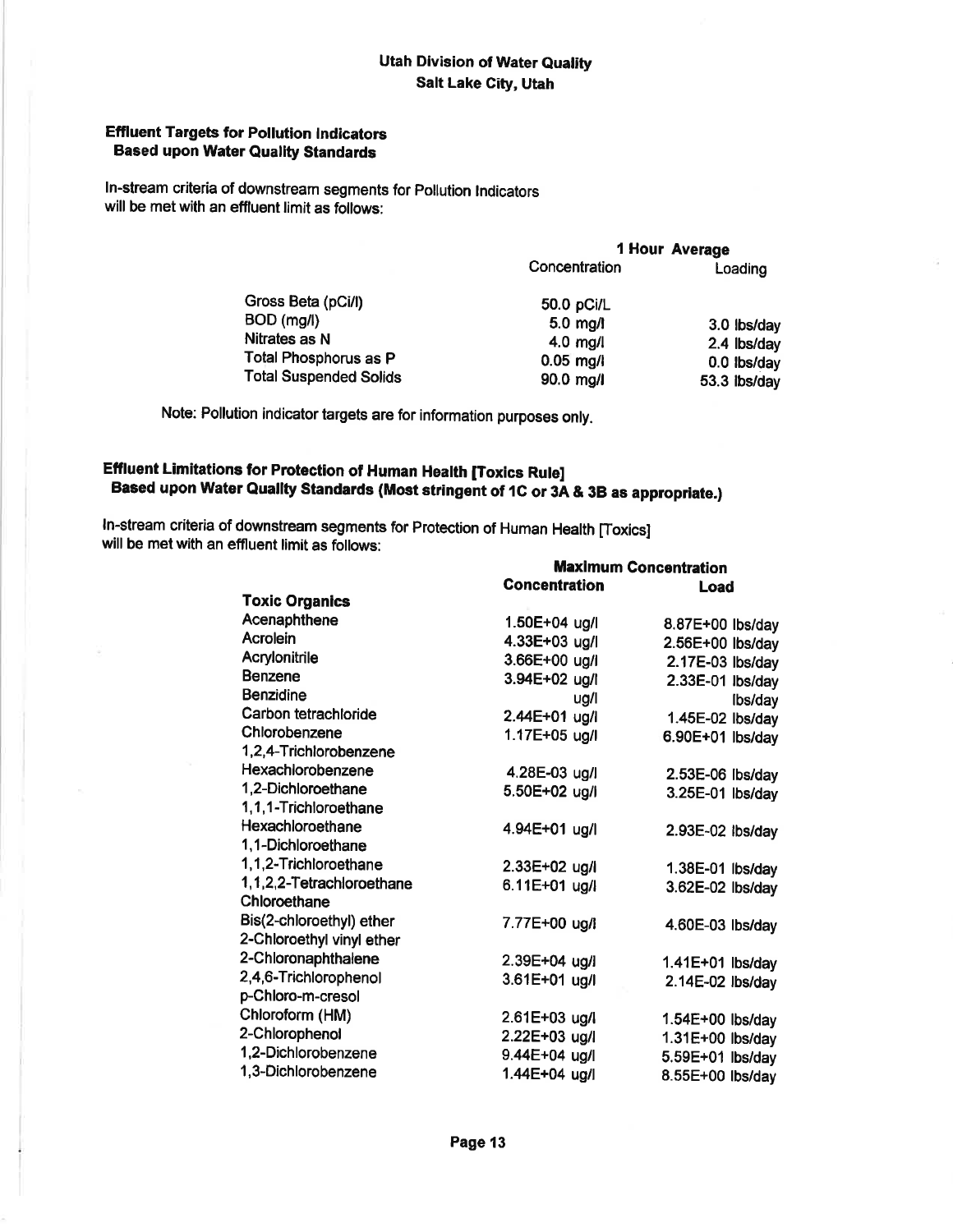**Utah Division of Water Quality**
**Salt Lake City, Utah**

### Effluent Targets for Pollution Indicators
### Based upon Water Quality Standards

In-stream criteria of downstream segments for Pollution Indicators will be met with an effluent limit as follows:

| | 1 Hour Average | |
|---|---|---|
| | Concentration | Loading |
| Gross Beta (pCi/l) | 50.0 pCi/L | |
| BOD (mg/l) | 5.0 mg/l | 3.0 lbs/day |
| Nitrates as N | 4.0 mg/l | 2.4 lbs/day |
| Total Phosphorus as P | 0.05 mg/l | 0.0 lbs/day |
| Total Suspended Solids | 90.0 mg/l | 53.3 lbs/day |

Note: Pollution indicator targets are for information purposes only.

### Effluent Limitations for Protection of Human Health [Toxics Rule]
### Based upon Water Quality Standards (Most stringent of 1C or 3A & 3B as appropriate.)

In-stream criteria of downstream segments for Protection of Human Health [Toxics] will be met with an effluent limit as follows:

| | Maximum Concentration | |
|---|---|---|
| | **Concentration** | **Load** |
| **Toxic Organics** | | |
| Acenaphthene | 1.50E+04 ug/l | 8.87E+00 lbs/day |
| Acrolein | 4.33E+03 ug/l | 2.56E+00 lbs/day |
| Acrylonitrile | 3.66E+00 ug/l | 2.17E-03 lbs/day |
| Benzene | 3.94E+02 ug/l | 2.33E-01 lbs/day |
| Benzidine | ug/l | lbs/day |
| Carbon tetrachloride | 2.44E+01 ug/l | 1.45E-02 lbs/day |
| Chlorobenzene | 1.17E+05 ug/l | 6.90E+01 lbs/day |
| 1,2,4-Trichlorobenzene | | |
| Hexachlorobenzene | 4.28E-03 ug/l | 2.53E-06 lbs/day |
| 1,2-Dichloroethane | 5.50E+02 ug/l | 3.25E-01 lbs/day |
| 1,1,1-Trichloroethane | | |
| Hexachloroethane | 4.94E+01 ug/l | 2.93E-02 lbs/day |
| 1,1-Dichloroethane | | |
| 1,1,2-Trichloroethane | 2.33E+02 ug/l | 1.38E-01 lbs/day |
| 1,1,2,2-Tetrachloroethane | 6.11E+01 ug/l | 3.62E-02 lbs/day |
| Chloroethane | | |
| Bis(2-chloroethyl) ether | 7.77E+00 ug/l | 4.60E-03 lbs/day |
| 2-Chloroethyl vinyl ether | | |
| 2-Chloronaphthalene | 2.39E+04 ug/l | 1.41E+01 lbs/day |
| 2,4,6-Trichlorophenol | 3.61E+01 ug/l | 2.14E-02 lbs/day |
| p-Chloro-m-cresol | | |
| Chloroform (HM) | 2.61E+03 ug/l | 1.54E+00 lbs/day |
| 2-Chlorophenol | 2.22E+03 ug/l | 1.31E+00 lbs/day |
| 1,2-Dichlorobenzene | 9.44E+04 ug/l | 5.59E+01 lbs/day |
| 1,3-Dichlorobenzene | 1.44E+04 ug/l | 8.55E+00 lbs/day |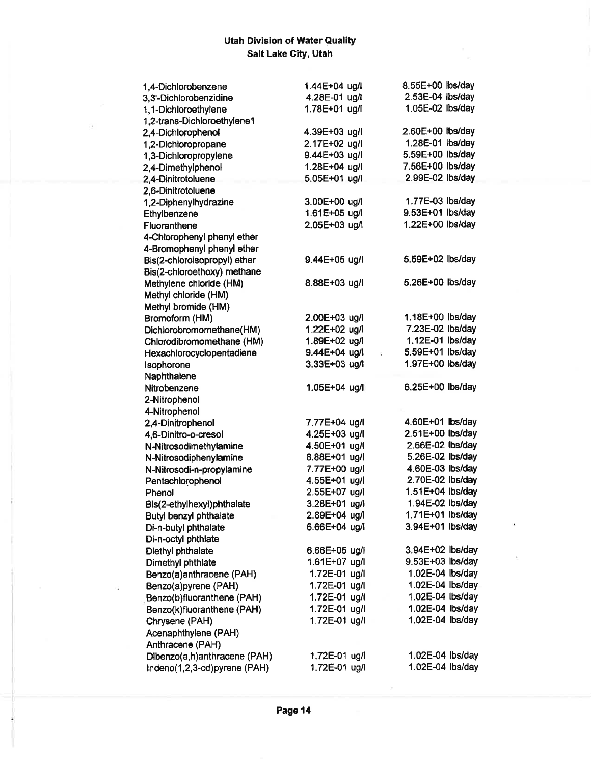**Utah Division of Water Quality**
**Salt Lake City, Utah**

| | | |
|---|---|---|
| 1,4-Dichlorobenzene | 1.44E+04 ug/l | 8.55E+00 lbs/day |
| 3,3'-Dichlorobenzidine | 4.28E-01 ug/l | 2.53E-04 lbs/day |
| 1,1-Dichloroethylene | 1.78E+01 ug/l | 1.05E-02 lbs/day |
| 1,2-trans-Dichloroethylene1 | | |
| 2,4-Dichlorophenol | 4.39E+03 ug/l | 2.60E+00 lbs/day |
| 1,2-Dichloropropane | 2.17E+02 ug/l | 1.28E-01 lbs/day |
| 1,3-Dichloropropylene | 9.44E+03 ug/l | 5.59E+00 lbs/day |
| 2,4-Dimethylphenol | 1.28E+04 ug/l | 7.56E+00 lbs/day |
| 2,4-Dinitrotoluene | 5.05E+01 ug/l | 2.99E-02 lbs/day |
| 2,6-Dinitrotoluene | | |
| 1,2-Diphenylhydrazine | 3.00E+00 ug/l | 1.77E-03 lbs/day |
| Ethylbenzene | 1.61E+05 ug/l | 9.53E+01 lbs/day |
| Fluoranthene | 2.05E+03 ug/l | 1.22E+00 lbs/day |
| 4-Chlorophenyl phenyl ether | | |
| 4-Bromophenyl phenyl ether | | |
| Bis(2-chloroisopropyl) ether | 9.44E+05 ug/l | 5.59E+02 lbs/day |
| Bis(2-chloroethoxy) methane | | |
| Methylene chloride (HM) | 8.88E+03 ug/l | 5.26E+00 lbs/day |
| Methyl chloride (HM) | | |
| Methyl bromide (HM) | | |
| Bromoform (HM) | 2.00E+03 ug/l | 1.18E+00 lbs/day |
| Dichlorobromomethane(HM) | 1.22E+02 ug/l | 7.23E-02 lbs/day |
| Chlorodibromomethane (HM) | 1.89E+02 ug/l | 1.12E-01 lbs/day |
| Hexachlorocyclopentadiene | 9.44E+04 ug/l | 5.59E+01 lbs/day |
| Isophorone | 3.33E+03 ug/l | 1.97E+00 lbs/day |
| Naphthalene | | |
| Nitrobenzene | 1.05E+04 ug/l | 6.25E+00 lbs/day |
| 2-Nitrophenol | | |
| 4-Nitrophenol | | |
| 2,4-Dinitrophenol | 7.77E+04 ug/l | 4.60E+01 lbs/day |
| 4,6-Dinitro-o-cresol | 4.25E+03 ug/l | 2.51E+00 lbs/day |
| N-Nitrosodimethylamine | 4.50E+01 ug/l | 2.66E-02 lbs/day |
| N-Nitrosodiphenylamine | 8.88E+01 ug/l | 5.26E-02 lbs/day |
| N-Nitrosodi-n-propylamine | 7.77E+00 ug/l | 4.60E-03 lbs/day |
| Pentachlorophenol | 4.55E+01 ug/l | 2.70E-02 lbs/day |
| Phenol | 2.55E+07 ug/l | 1.51E+04 lbs/day |
| Bis(2-ethylhexyl)phthalate | 3.28E+01 ug/l | 1.94E-02 lbs/day |
| Butyl benzyl phthalate | 2.89E+04 ug/l | 1.71E+01 lbs/day |
| Di-n-butyl phthalate | 6.66E+04 ug/l | 3.94E+01 lbs/day |
| Di-n-octyl phthlate | | |
| Diethyl phthalate | 6.66E+05 ug/l | 3.94E+02 lbs/day |
| Dimethyl phthlate | 1.61E+07 ug/l | 9.53E+03 lbs/day |
| Benzo(a)anthracene (PAH) | 1.72E-01 ug/l | 1.02E-04 lbs/day |
| Benzo(a)pyrene (PAH) | 1.72E-01 ug/l | 1.02E-04 lbs/day |
| Benzo(b)fluoranthene (PAH) | 1.72E-01 ug/l | 1.02E-04 lbs/day |
| Benzo(k)fluoranthene (PAH) | 1.72E-01 ug/l | 1.02E-04 lbs/day |
| Chrysene (PAH) | 1.72E-01 ug/l | 1.02E-04 lbs/day |
| Acenaphthylene (PAH) | | |
| Anthracene (PAH) | | |
| Dibenzo(a,h)anthracene (PAH) | 1.72E-01 ug/l | 1.02E-04 lbs/day |
| Indeno(1,2,3-cd)pyrene (PAH) | 1.72E-01 ug/l | 1.02E-04 lbs/day |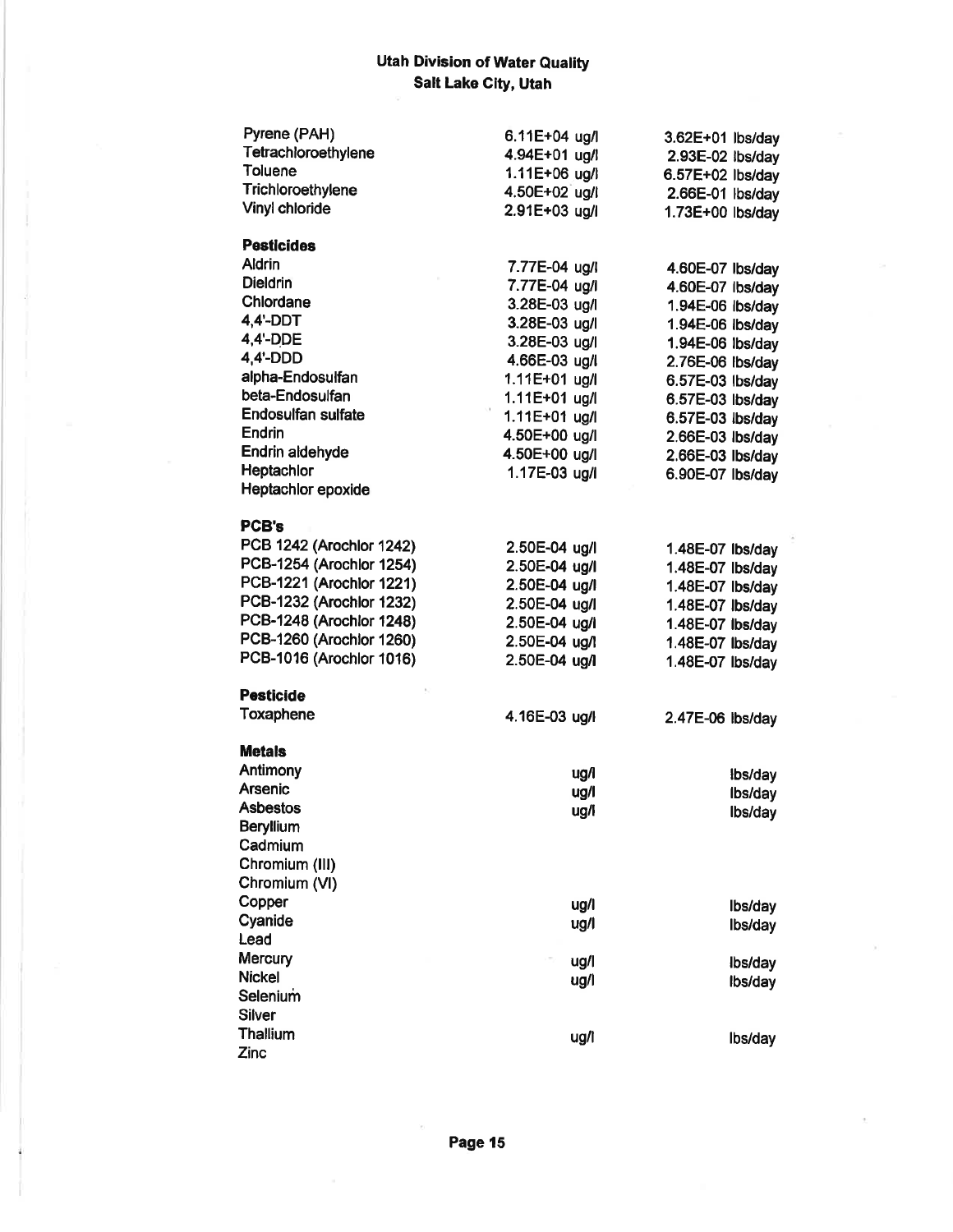## Utah Division of Water Quality
## Salt Lake City, Utah

| | | | | |
|---|---|---|---|---|
| Pyrene (PAH) | 6.11E+04 | ug/l | 3.62E+01 | lbs/day |
| Tetrachloroethylene | 4.94E+01 | ug/l | 2.93E-02 | lbs/day |
| Toluene | 1.11E+06 | ug/l | 6.57E+02 | lbs/day |
| Trichloroethylene | 4.50E+02 | ug/l | 2.66E-01 | lbs/day |
| Vinyl chloride | 2.91E+03 | ug/l | 1.73E+00 | lbs/day |
| **Pesticides** | | | | |
| Aldrin | 7.77E-04 | ug/l | 4.60E-07 | lbs/day |
| Dieldrin | 7.77E-04 | ug/l | 4.60E-07 | lbs/day |
| Chlordane | 3.28E-03 | ug/l | 1.94E-06 | lbs/day |
| 4,4'-DDT | 3.28E-03 | ug/l | 1.94E-06 | lbs/day |
| 4,4'-DDE | 3.28E-03 | ug/l | 1.94E-06 | lbs/day |
| 4,4'-DDD | 4.66E-03 | ug/l | 2.76E-06 | lbs/day |
| alpha-Endosulfan | 1.11E+01 | ug/l | 6.57E-03 | lbs/day |
| beta-Endosulfan | 1.11E+01 | ug/l | 6.57E-03 | lbs/day |
| Endosulfan sulfate | 1.11E+01 | ug/l | 6.57E-03 | lbs/day |
| Endrin | 4.50E+00 | ug/l | 2.66E-03 | lbs/day |
| Endrin aldehyde | 4.50E+00 | ug/l | 2.66E-03 | lbs/day |
| Heptachlor | 1.17E-03 | ug/l | 6.90E-07 | lbs/day |
| Heptachlor epoxide | | | | |
| **PCB's** | | | | |
| PCB 1242 (Arochlor 1242) | 2.50E-04 | ug/l | 1.48E-07 | lbs/day |
| PCB-1254 (Arochlor 1254) | 2.50E-04 | ug/l | 1.48E-07 | lbs/day |
| PCB-1221 (Arochlor 1221) | 2.50E-04 | ug/l | 1.48E-07 | lbs/day |
| PCB-1232 (Arochlor 1232) | 2.50E-04 | ug/l | 1.48E-07 | lbs/day |
| PCB-1248 (Arochlor 1248) | 2.50E-04 | ug/l | 1.48E-07 | lbs/day |
| PCB-1260 (Arochlor 1260) | 2.50E-04 | ug/l | 1.48E-07 | lbs/day |
| PCB-1016 (Arochlor 1016) | 2.50E-04 | ug/l | 1.48E-07 | lbs/day |
| **Pesticide** | | | | |
| Toxaphene | 4.16E-03 | ug/l | 2.47E-06 | lbs/day |
| **Metals** | | | | |
| Antimony | | ug/l | | lbs/day |
| Arsenic | | ug/l | | lbs/day |
| Asbestos | | ug/l | | lbs/day |
| Beryllium | | | | |
| Cadmium | | | | |
| Chromium (III) | | | | |
| Chromium (VI) | | | | |
| Copper | | ug/l | | lbs/day |
| Cyanide | | ug/l | | lbs/day |
| Lead | | | | |
| Mercury | | ug/l | | lbs/day |
| Nickel | | ug/l | | lbs/day |
| Selenium | | | | |
| Silver | | | | |
| Thallium | | ug/l | | lbs/day |
| Zinc | | | | |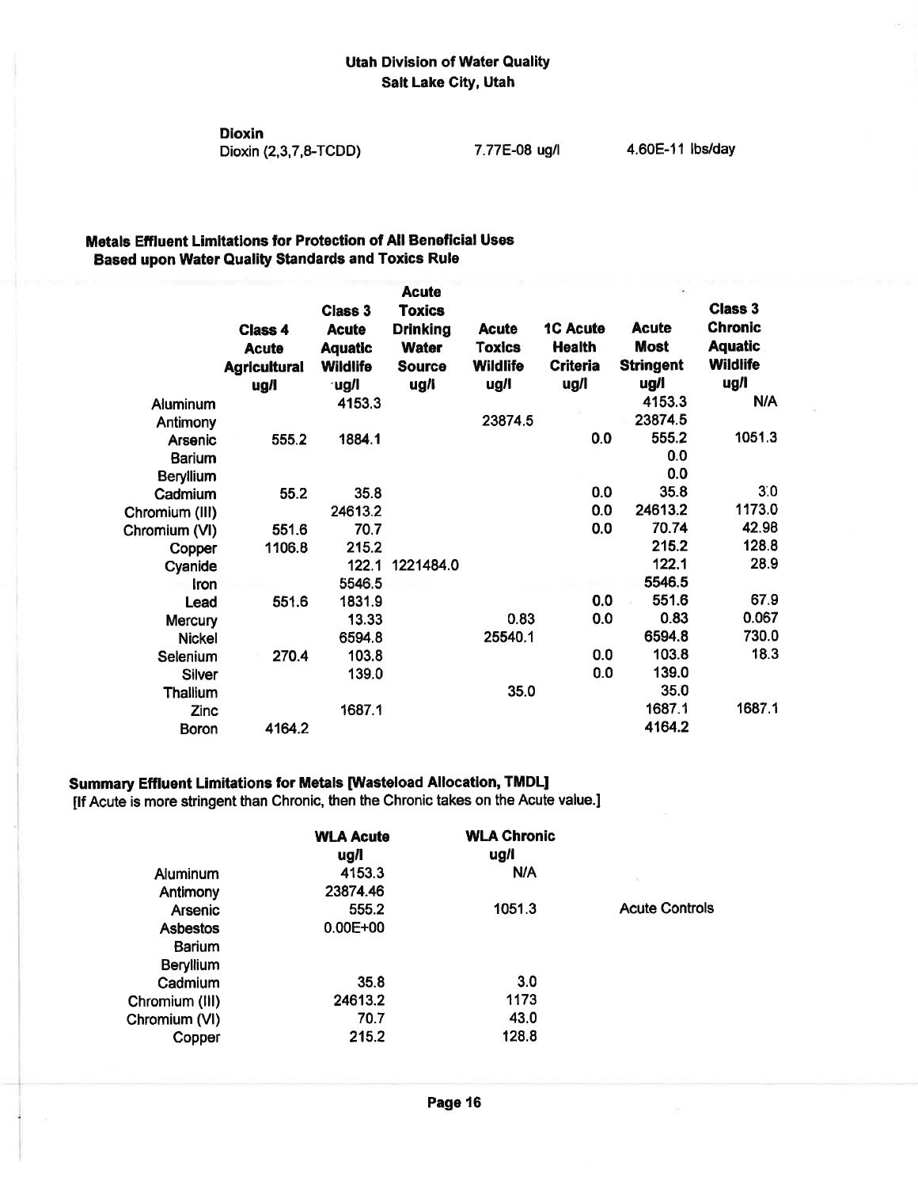**Dioxin**

| | | |
|---|---|---|
| Dioxin (2,3,7,8-TCDD) | 7.77E-08 ug/l | 4.60E-11 lbs/day |

**Metals Effluent Limitations for Protection of All Beneficial Uses Based upon Water Quality Standards and Toxics Rule**

| | Class 4 Acute Agricultural ug/l | Class 3 Acute Aquatic Wildlife ug/l | Acute Toxics Drinking Water Source ug/l | Acute Toxics Wildlife ug/l | 1C Acute Health Criteria ug/l | Acute Most Stringent ug/l | Class 3 Chronic Aquatic Wildlife ug/l |
|---|---|---|---|---|---|---|---|
| Aluminum | | 4153.3 | | | | 4153.3 | N/A |
| Antimony | | | | 23874.5 | | 23874.5 | |
| Arsenic | 555.2 | 1884.1 | | | 0.0 | 555.2 | 1051.3 |
| Barium | | | | | | 0.0 | |
| Beryllium | | | | | | 0.0 | |
| Cadmium | 55.2 | 35.8 | | | 0.0 | 35.8 | 3.0 |
| Chromium (III) | | 24613.2 | | | 0.0 | 24613.2 | 1173.0 |
| Chromium (VI) | 551.6 | 70.7 | | | 0.0 | 70.74 | 42.98 |
| Copper | 1106.8 | 215.2 | | | | 215.2 | 128.8 |
| Cyanide | | 122.1 | 1221484.0 | | | 122.1 | 28.9 |
| Iron | | 5546.5 | | | | 5546.5 | |
| Lead | 551.6 | 1831.9 | | | 0.0 | 551.6 | 67.9 |
| Mercury | | 13.33 | | 0.83 | 0.0 | 0.83 | 0.067 |
| Nickel | | 6594.8 | | 25540.1 | | 6594.8 | 730.0 |
| Selenium | 270.4 | 103.8 | | | 0.0 | 103.8 | 18.3 |
| Silver | | 139.0 | | | 0.0 | 139.0 | |
| Thallium | | | | 35.0 | | 35.0 | |
| Zinc | | 1687.1 | | | | 1687.1 | 1687.1 |
| Boron | 4164.2 | | | | | 4164.2 | |

**Summary Effluent Limitations for Metals [Wasteload Allocation, TMDL]**
[If Acute is more stringent than Chronic, then the Chronic takes on the Acute value.]

| | WLA Acute ug/l | WLA Chronic ug/l | |
|---|---|---|---|
| Aluminum | 4153.3 | N/A | |
| Antimony | 23874.46 | | |
| Arsenic | 555.2 | 1051.3 | Acute Controls |
| Asbestos | 0.00E+00 | | |
| Barium | | | |
| Beryllium | | | |
| Cadmium | 35.8 | 3.0 | |
| Chromium (III) | 24613.2 | 1173 | |
| Chromium (VI) | 70.7 | 43.0 | |
| Copper | 215.2 | 128.8 | |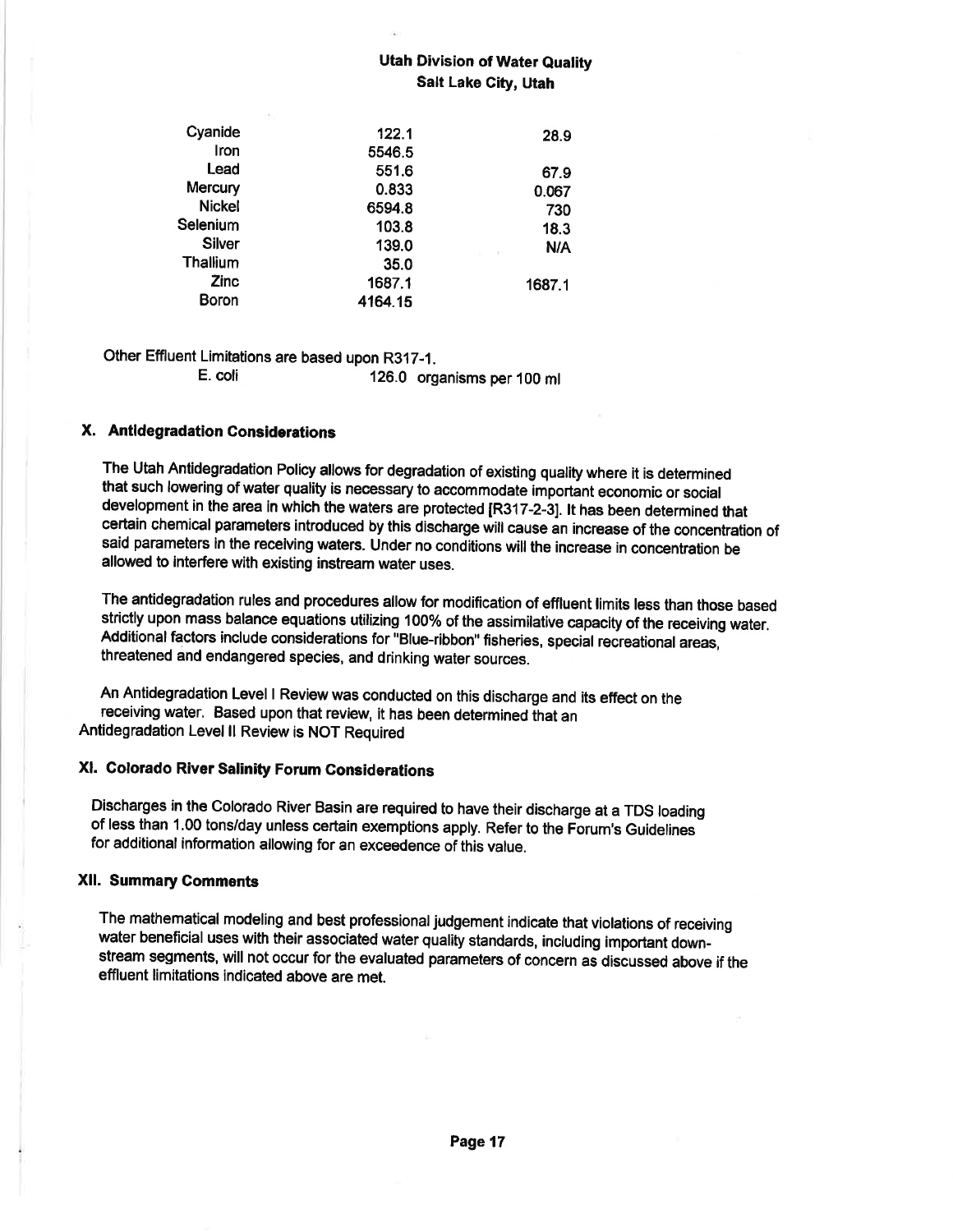| | | |
|---|---|---|
| Cyanide | 122.1 | 28.9 |
| Iron | 5546.5 | |
| Lead | 551.6 | 67.9 |
| Mercury | 0.833 | 0.067 |
| Nickel | 6594.8 | 730 |
| Selenium | 103.8 | 18.3 |
| Silver | 139.0 | N/A |
| Thallium | 35.0 | |
| Zinc | 1687.1 | 1687.1 |
| Boron | 4164.15 | |

Other Effluent Limitations are based upon R317-1.

E. coli 126.0 organisms per 100 ml

## X. Antidegradation Considerations

The Utah Antidegradation Policy allows for degradation of existing quality where it is determined that such lowering of water quality is necessary to accommodate important economic or social development in the area in which the waters are protected [R317-2-3]. It has been determined that certain chemical parameters introduced by this discharge will cause an increase of the concentration of said parameters in the receiving waters. Under no conditions will the increase in concentration be allowed to interfere with existing instream water uses.

The antidegradation rules and procedures allow for modification of effluent limits less than those based strictly upon mass balance equations utilizing 100% of the assimilative capacity of the receiving water. Additional factors include considerations for "Blue-ribbon" fisheries, special recreational areas, threatened and endangered species, and drinking water sources.

An Antidegradation Level I Review was conducted on this discharge and its effect on the receiving water. Based upon that review, it has been determined that an Antidegradation Level II Review is NOT Required

## XI. Colorado River Salinity Forum Considerations

Discharges in the Colorado River Basin are required to have their discharge at a TDS loading of less than 1.00 tons/day unless certain exemptions apply. Refer to the Forum's Guidelines for additional information allowing for an exceedence of this value.

## XII. Summary Comments

The mathematical modeling and best professional judgement indicate that violations of receiving water beneficial uses with their associated water quality standards, including important down-stream segments, will not occur for the evaluated parameters of concern as discussed above if the effluent limitations indicated above are met.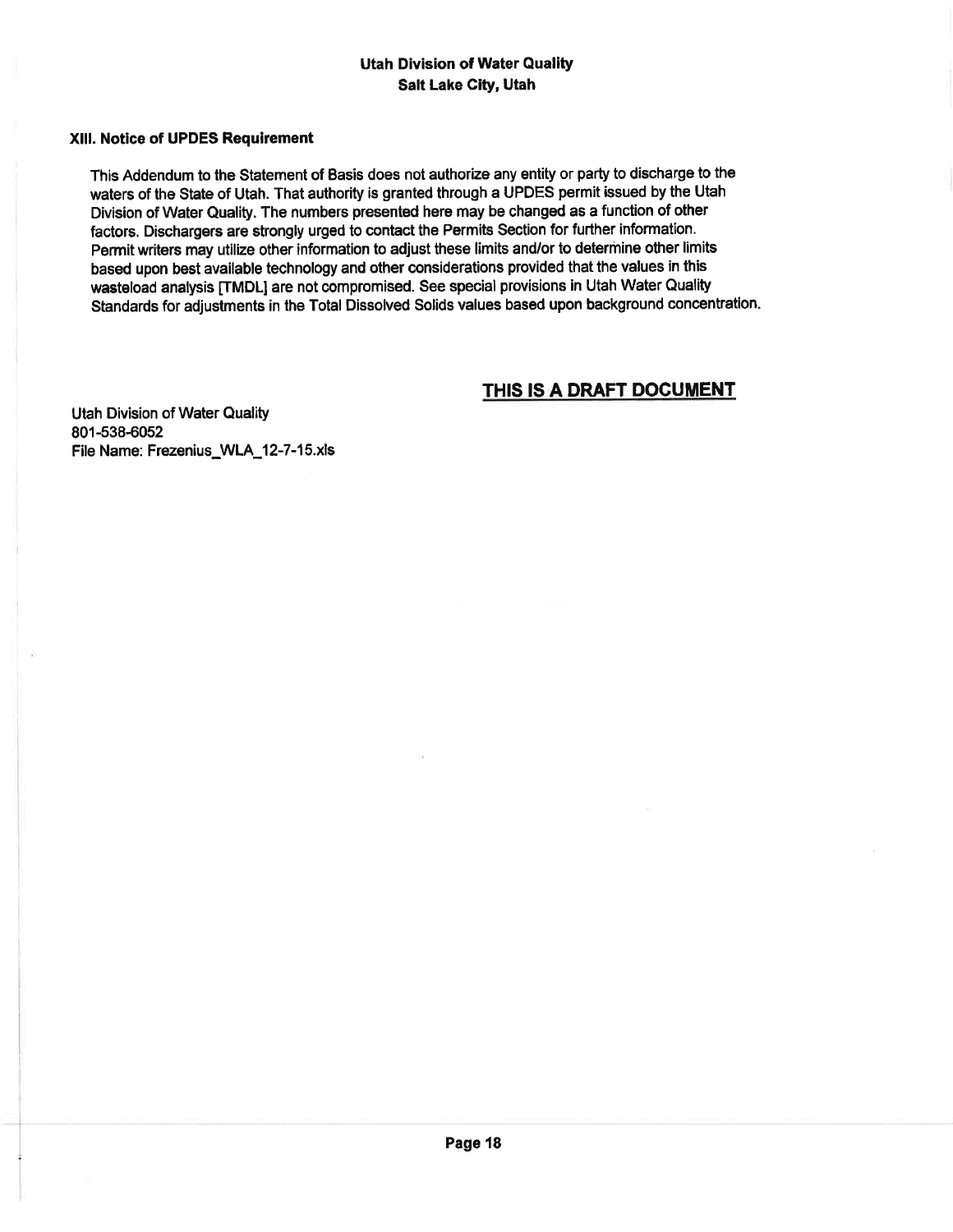## XIII. Notice of UPDES Requirement

This Addendum to the Statement of Basis does not authorize any entity or party to discharge to the waters of the State of Utah. That authority is granted through a UPDES permit issued by the Utah Division of Water Quality. The numbers presented here may be changed as a function of other factors. Dischargers are strongly urged to contact the Permits Section for further information. Permit writers may utilize other information to adjust these limits and/or to determine other limits based upon best available technology and other considerations provided that the values in this wasteload analysis [TMDL] are not compromised. See special provisions in Utah Water Quality Standards for adjustments in the Total Dissolved Solids values based upon background concentration.

**THIS IS A DRAFT DOCUMENT**

Utah Division of Water Quality
801-538-6052
File Name: Frezenius_WLA_12-7-15.xls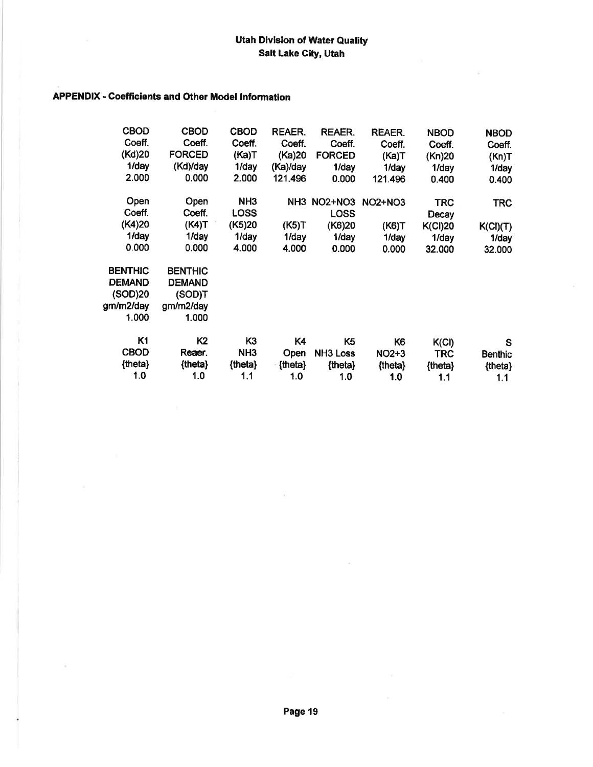Utah Division of Water Quality
Salt Lake City, Utah

## APPENDIX - Coefficients and Other Model Information

| CBOD Coeff. (Kd)20 1/day | CBOD Coeff. FORCED (Kd)/day | CBOD Coeff. (Ka)T 1/day | REAER. Coeff. (Ka)20 (Ka)/day | REAER. Coeff. FORCED 1/day | REAER. Coeff. (Ka)T 1/day | NBOD Coeff. (Kn)20 1/day | NBOD Coeff. (Kn)T 1/day |
|---|---|---|---|---|---|---|---|
| 2.000 | 0.000 | 2.000 | 121.496 | 0.000 | 121.496 | 0.400 | 0.400 |

| Open Coeff. (K4)20 1/day | Open Coeff. (K4)T 1/day | NH3 LOSS (K5)20 1/day | NH3 (K5)T 1/day | NO2+NO3 LOSS (K6)20 1/day | NO2+NO3 (K6)T 1/day | TRC Decay K(Cl)20 1/day | TRC K(Cl)(T) 1/day |
|---|---|---|---|---|---|---|---|
| 0.000 | 0.000 | 4.000 | 4.000 | 0.000 | 0.000 | 32.000 | 32.000 |

| BENTHIC DEMAND (SOD)20 gm/m2/day | BENTHIC DEMAND (SOD)T gm/m2/day |
|---|---|
| 1.000 | 1.000 |

| K1 CBOD {theta} | K2 Reaer. {theta} | K3 NH3 {theta} | K4 Open {theta} | K5 NH3 Loss {theta} | K6 NO2+3 {theta} | K(Cl) TRC {theta} | S Benthic {theta} |
|---|---|---|---|---|---|---|---|
| 1.0 | 1.0 | 1.1 | 1.0 | 1.0 | 1.0 | 1.1 | 1.1 |